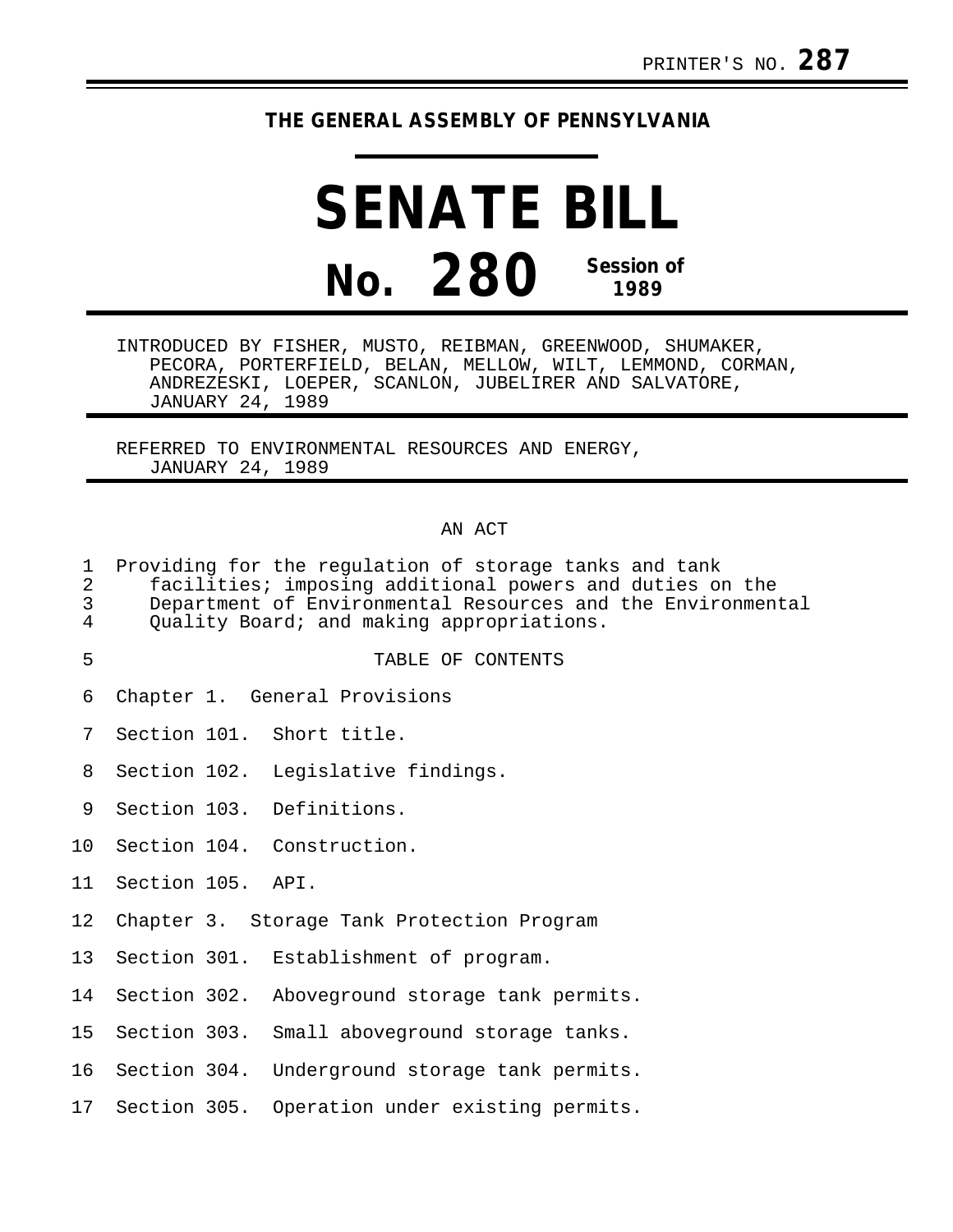PRINTER'S NO. **287**

**THE GENERAL ASSEMBLY OF PENNSYLVANIA**

# SENATE BILL

# No. 280 Session of 1989

INTRODUCED BY FISHER, MUSTO, REIBMAN, GREENWOOD, SHUMAKER, PECORA, PORTERFIELD, BELAN, MELLOW, WILT, LEMMOND, CORMAN, ANDREZESKI, LOEPER, SCANLON, JUBELIRER AND SALVATORE, JANUARY 24, 1989

REFERRED TO ENVIRONMENTAL RESOURCES AND ENERGY, JANUARY 24, 1989

AN ACT

1 Providing for the regulation of storage tanks and tank
2 facilities; imposing additional powers and duties on the
3 Department of Environmental Resources and the Environmental
4 Quality Board; and making appropriations.

5 TABLE OF CONTENTS

6 Chapter 1. General Provisions

7 Section 101. Short title.

8 Section 102. Legislative findings.

9 Section 103. Definitions.

10 Section 104. Construction.

11 Section 105. API.

12 Chapter 3. Storage Tank Protection Program

13 Section 301. Establishment of program.

14 Section 302. Aboveground storage tank permits.

15 Section 303. Small aboveground storage tanks.

16 Section 304. Underground storage tank permits.

17 Section 305. Operation under existing permits.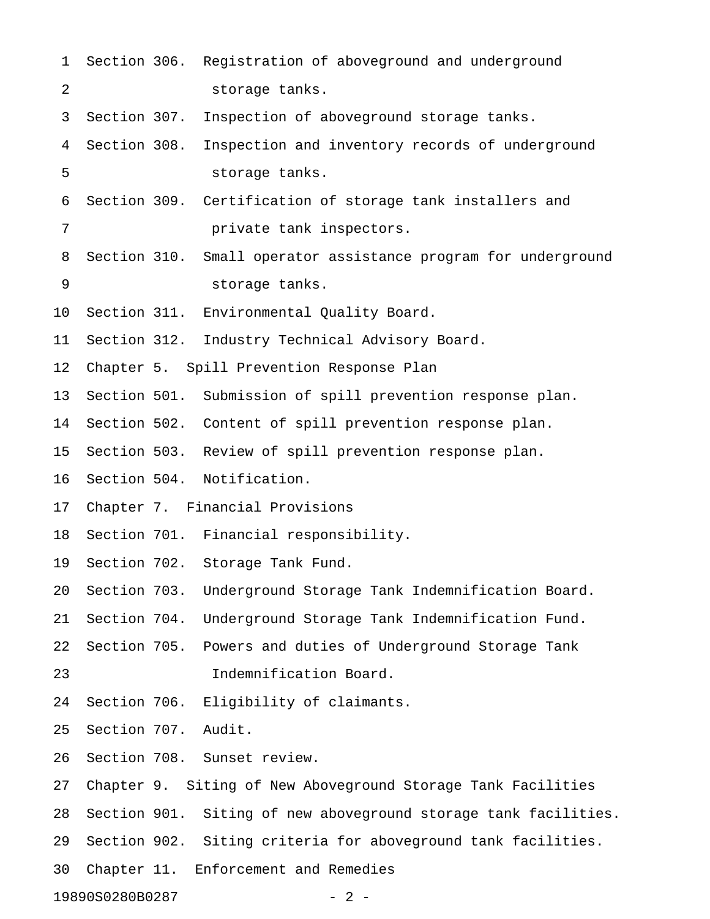Section 306. Registration of aboveground and underground storage tanks.
Section 307. Inspection of aboveground storage tanks.
Section 308. Inspection and inventory records of underground storage tanks.
Section 309. Certification of storage tank installers and private tank inspectors.
Section 310. Small operator assistance program for underground storage tanks.
Section 311. Environmental Quality Board.
Section 312. Industry Technical Advisory Board.

Chapter 5. Spill Prevention Response Plan

Section 501. Submission of spill prevention response plan.
Section 502. Content of spill prevention response plan.
Section 503. Review of spill prevention response plan.
Section 504. Notification.

Chapter 7. Financial Provisions

Section 701. Financial responsibility.
Section 702. Storage Tank Fund.
Section 703. Underground Storage Tank Indemnification Board.
Section 704. Underground Storage Tank Indemnification Fund.
Section 705. Powers and duties of Underground Storage Tank Indemnification Board.
Section 706. Eligibility of claimants.
Section 707. Audit.
Section 708. Sunset review.

Chapter 9. Siting of New Aboveground Storage Tank Facilities

Section 901. Siting of new aboveground storage tank facilities.
Section 902. Siting criteria for aboveground tank facilities.

Chapter 11. Enforcement and Remedies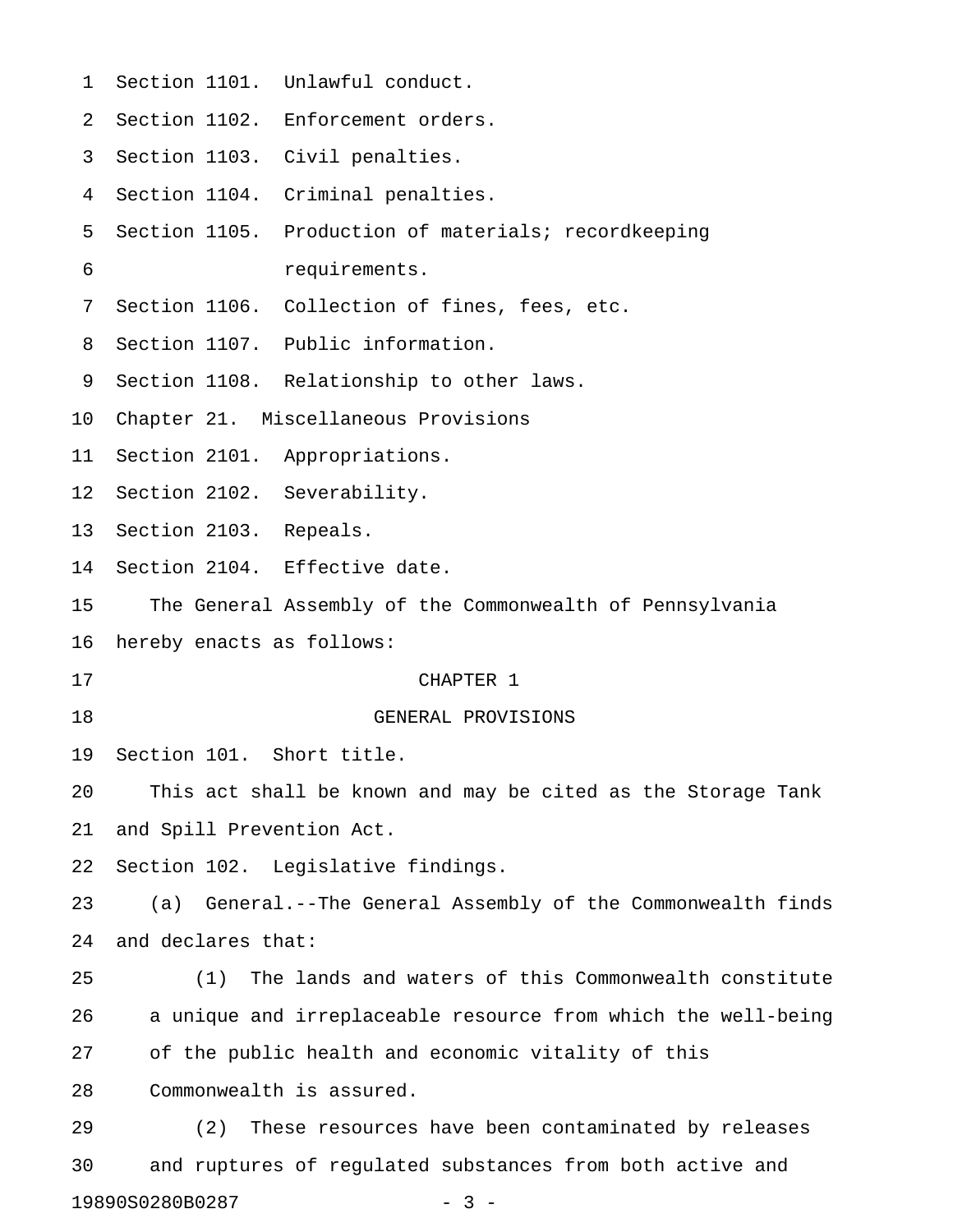Section 1101. Unlawful conduct.
Section 1102. Enforcement orders.
Section 1103. Civil penalties.
Section 1104. Criminal penalties.
Section 1105. Production of materials; recordkeeping requirements.
Section 1106. Collection of fines, fees, etc.
Section 1107. Public information.
Section 1108. Relationship to other laws.
Chapter 21. Miscellaneous Provisions
Section 2101. Appropriations.
Section 2102. Severability.
Section 2103. Repeals.
Section 2104. Effective date.

The General Assembly of the Commonwealth of Pennsylvania hereby enacts as follows:

# CHAPTER 1

# GENERAL PROVISIONS

Section 101. Short title.

This act shall be known and may be cited as the Storage Tank and Spill Prevention Act.

Section 102. Legislative findings.

(a) General.--The General Assembly of the Commonwealth finds and declares that:

(1) The lands and waters of this Commonwealth constitute a unique and irreplaceable resource from which the well-being of the public health and economic vitality of this Commonwealth is assured.

(2) These resources have been contaminated by releases and ruptures of regulated substances from both active and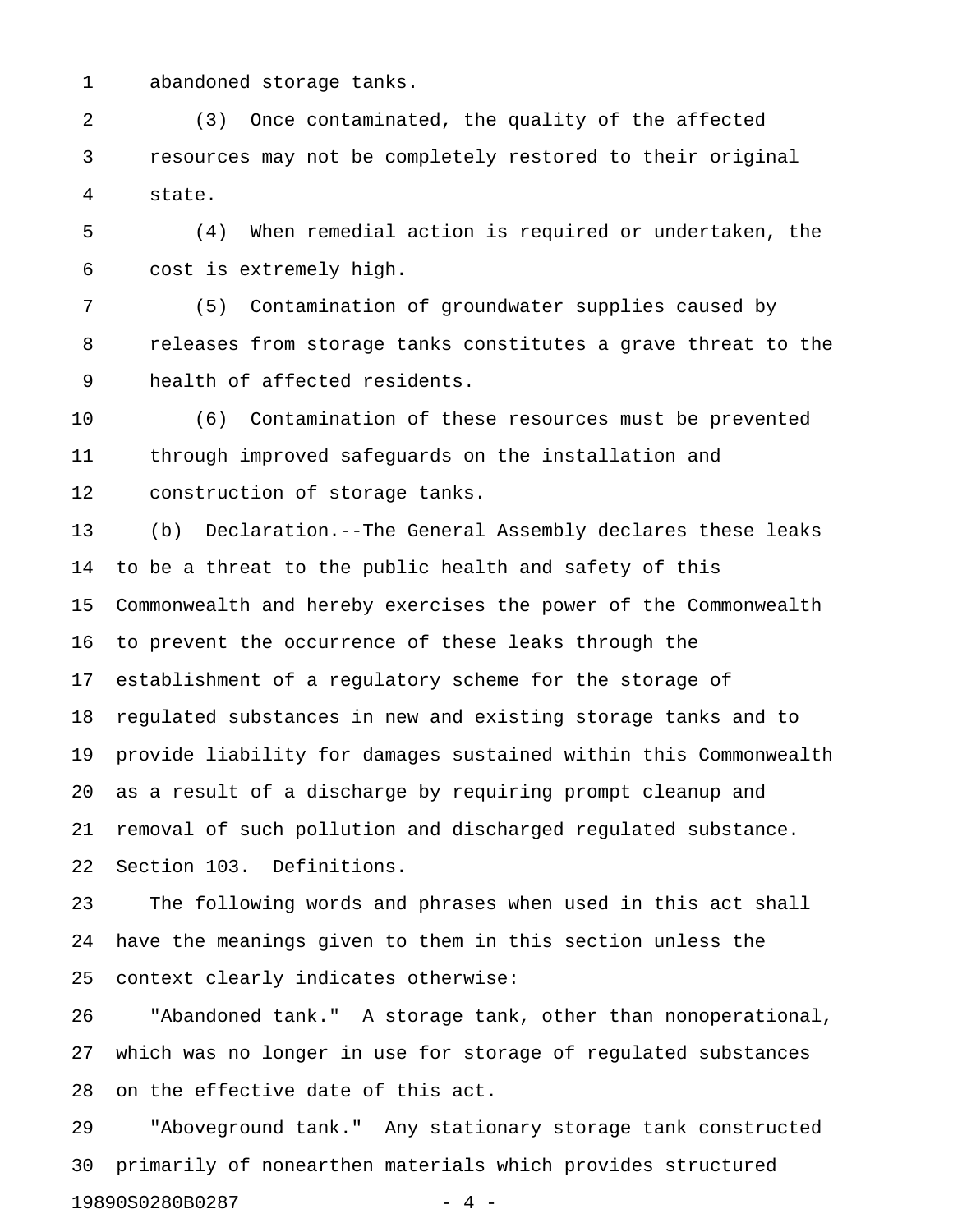abandoned storage tanks.

(3) Once contaminated, the quality of the affected resources may not be completely restored to their original state.

(4) When remedial action is required or undertaken, the cost is extremely high.

(5) Contamination of groundwater supplies caused by releases from storage tanks constitutes a grave threat to the health of affected residents.

(6) Contamination of these resources must be prevented through improved safeguards on the installation and construction of storage tanks.

(b) Declaration.--The General Assembly declares these leaks to be a threat to the public health and safety of this Commonwealth and hereby exercises the power of the Commonwealth to prevent the occurrence of these leaks through the establishment of a regulatory scheme for the storage of regulated substances in new and existing storage tanks and to provide liability for damages sustained within this Commonwealth as a result of a discharge by requiring prompt cleanup and removal of such pollution and discharged regulated substance.

Section 103. Definitions.

The following words and phrases when used in this act shall have the meanings given to them in this section unless the context clearly indicates otherwise:

"Abandoned tank." A storage tank, other than nonoperational, which was no longer in use for storage of regulated substances on the effective date of this act.

"Aboveground tank." Any stationary storage tank constructed primarily of nonearthen materials which provides structured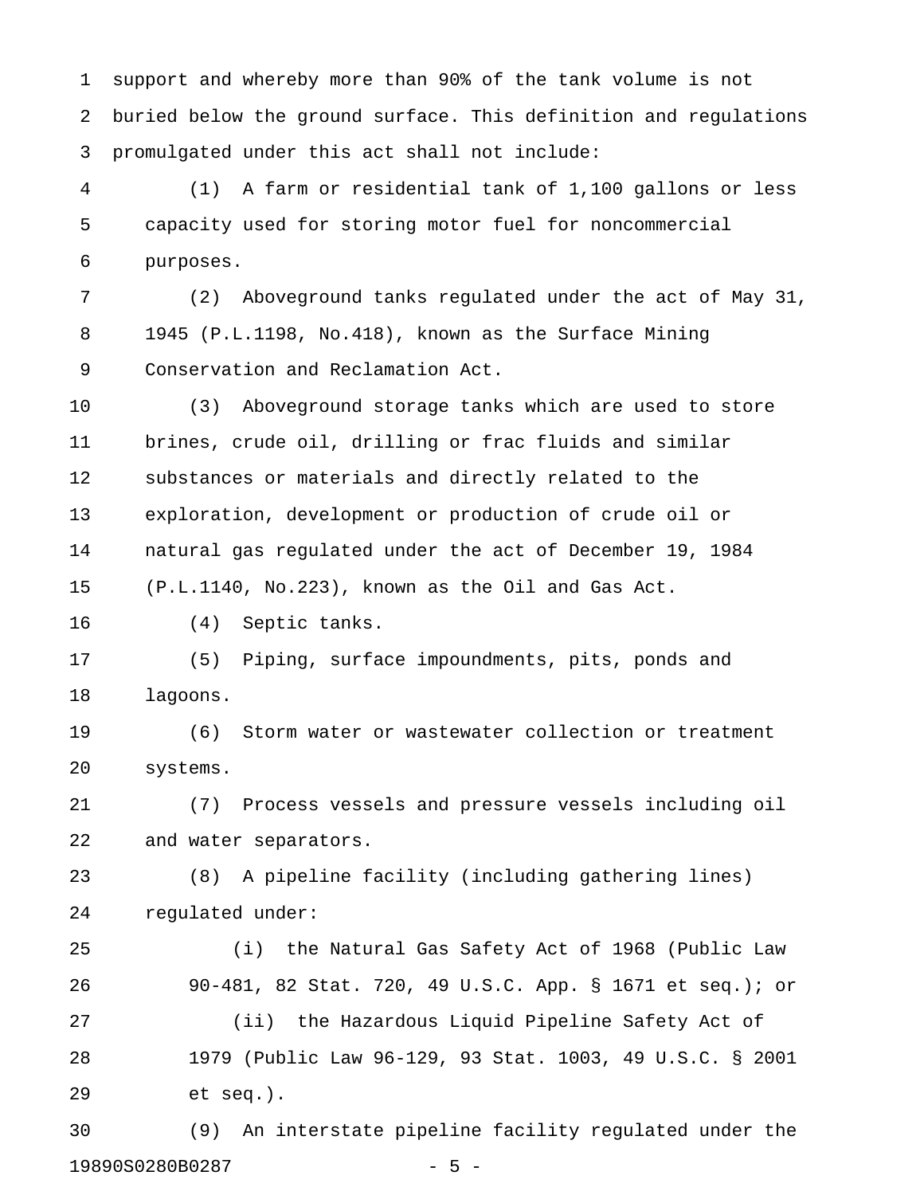support and whereby more than 90% of the tank volume is not buried below the ground surface. This definition and regulations promulgated under this act shall not include:

(1) A farm or residential tank of 1,100 gallons or less capacity used for storing motor fuel for noncommercial purposes.

(2) Aboveground tanks regulated under the act of May 31, 1945 (P.L.1198, No.418), known as the Surface Mining Conservation and Reclamation Act.

(3) Aboveground storage tanks which are used to store brines, crude oil, drilling or frac fluids and similar substances or materials and directly related to the exploration, development or production of crude oil or natural gas regulated under the act of December 19, 1984 (P.L.1140, No.223), known as the Oil and Gas Act.

(4) Septic tanks.

(5) Piping, surface impoundments, pits, ponds and lagoons.

(6) Storm water or wastewater collection or treatment systems.

(7) Process vessels and pressure vessels including oil and water separators.

(8) A pipeline facility (including gathering lines) regulated under:

(i) the Natural Gas Safety Act of 1968 (Public Law 90-481, 82 Stat. 720, 49 U.S.C. App. § 1671 et seq.); or

(ii) the Hazardous Liquid Pipeline Safety Act of 1979 (Public Law 96-129, 93 Stat. 1003, 49 U.S.C. § 2001 et seq.).

(9) An interstate pipeline facility regulated under the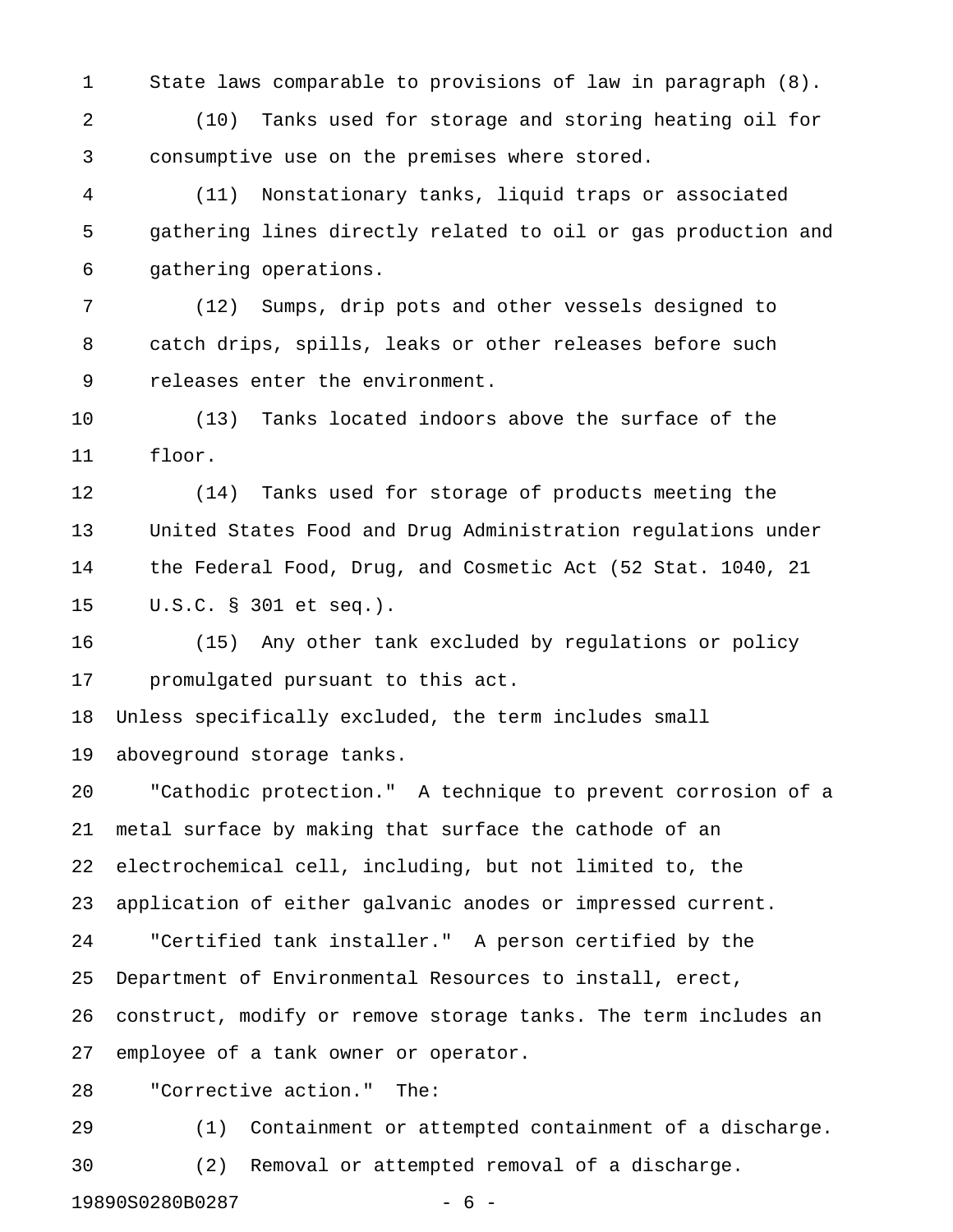State laws comparable to provisions of law in paragraph (8).

(10) Tanks used for storage and storing heating oil for consumptive use on the premises where stored.

(11) Nonstationary tanks, liquid traps or associated gathering lines directly related to oil or gas production and gathering operations.

(12) Sumps, drip pots and other vessels designed to catch drips, spills, leaks or other releases before such releases enter the environment.

(13) Tanks located indoors above the surface of the floor.

(14) Tanks used for storage of products meeting the United States Food and Drug Administration regulations under the Federal Food, Drug, and Cosmetic Act (52 Stat. 1040, 21 U.S.C. § 301 et seq.).

(15) Any other tank excluded by regulations or policy promulgated pursuant to this act.

Unless specifically excluded, the term includes small aboveground storage tanks.

"Cathodic protection." A technique to prevent corrosion of a metal surface by making that surface the cathode of an electrochemical cell, including, but not limited to, the application of either galvanic anodes or impressed current.

"Certified tank installer." A person certified by the Department of Environmental Resources to install, erect, construct, modify or remove storage tanks. The term includes an employee of a tank owner or operator.

"Corrective action." The:

(1) Containment or attempted containment of a discharge.

(2) Removal or attempted removal of a discharge.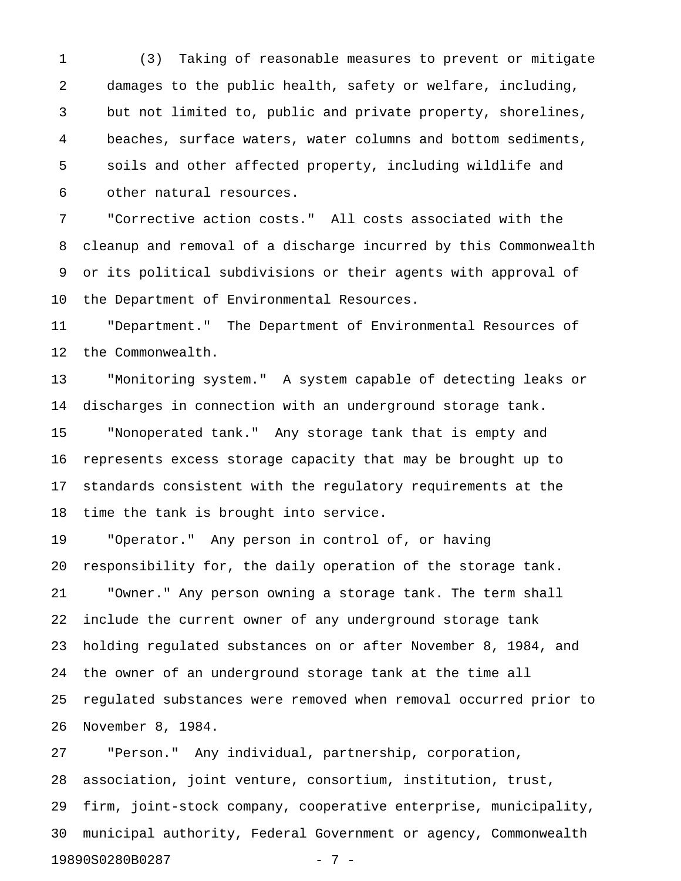(3) Taking of reasonable measures to prevent or mitigate damages to the public health, safety or welfare, including, but not limited to, public and private property, shorelines, beaches, surface waters, water columns and bottom sediments, soils and other affected property, including wildlife and other natural resources.

"Corrective action costs." All costs associated with the cleanup and removal of a discharge incurred by this Commonwealth or its political subdivisions or their agents with approval of the Department of Environmental Resources.

"Department." The Department of Environmental Resources of the Commonwealth.

"Monitoring system." A system capable of detecting leaks or discharges in connection with an underground storage tank.

"Nonoperated tank." Any storage tank that is empty and represents excess storage capacity that may be brought up to standards consistent with the regulatory requirements at the time the tank is brought into service.

"Operator." Any person in control of, or having responsibility for, the daily operation of the storage tank.

"Owner." Any person owning a storage tank. The term shall include the current owner of any underground storage tank holding regulated substances on or after November 8, 1984, and the owner of an underground storage tank at the time all regulated substances were removed when removal occurred prior to November 8, 1984.

"Person." Any individual, partnership, corporation, association, joint venture, consortium, institution, trust, firm, joint-stock company, cooperative enterprise, municipality, municipal authority, Federal Government or agency, Commonwealth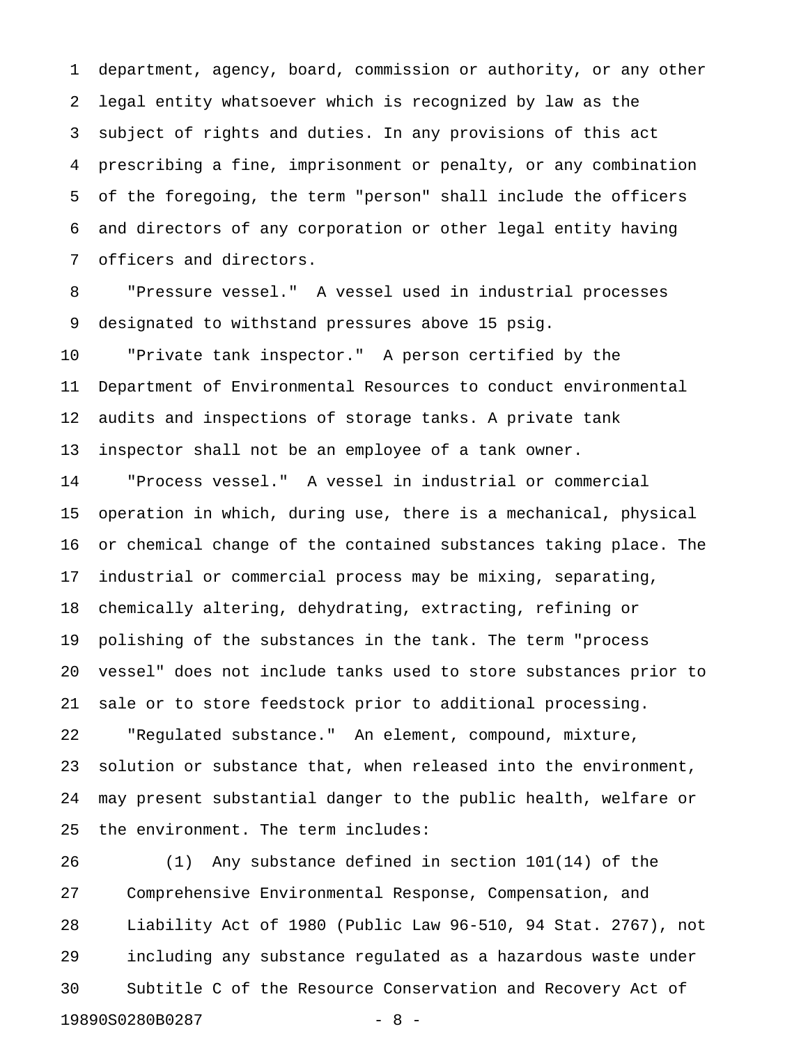department, agency, board, commission or authority, or any other legal entity whatsoever which is recognized by law as the subject of rights and duties. In any provisions of this act prescribing a fine, imprisonment or penalty, or any combination of the foregoing, the term "person" shall include the officers and directors of any corporation or other legal entity having officers and directors.

"Pressure vessel." A vessel used in industrial processes designated to withstand pressures above 15 psig.

"Private tank inspector." A person certified by the Department of Environmental Resources to conduct environmental audits and inspections of storage tanks. A private tank inspector shall not be an employee of a tank owner.

"Process vessel." A vessel in industrial or commercial operation in which, during use, there is a mechanical, physical or chemical change of the contained substances taking place. The industrial or commercial process may be mixing, separating, chemically altering, dehydrating, extracting, refining or polishing of the substances in the tank. The term "process vessel" does not include tanks used to store substances prior to sale or to store feedstock prior to additional processing.

"Regulated substance." An element, compound, mixture, solution or substance that, when released into the environment, may present substantial danger to the public health, welfare or the environment. The term includes:

(1) Any substance defined in section 101(14) of the Comprehensive Environmental Response, Compensation, and Liability Act of 1980 (Public Law 96-510, 94 Stat. 2767), not including any substance regulated as a hazardous waste under Subtitle C of the Resource Conservation and Recovery Act of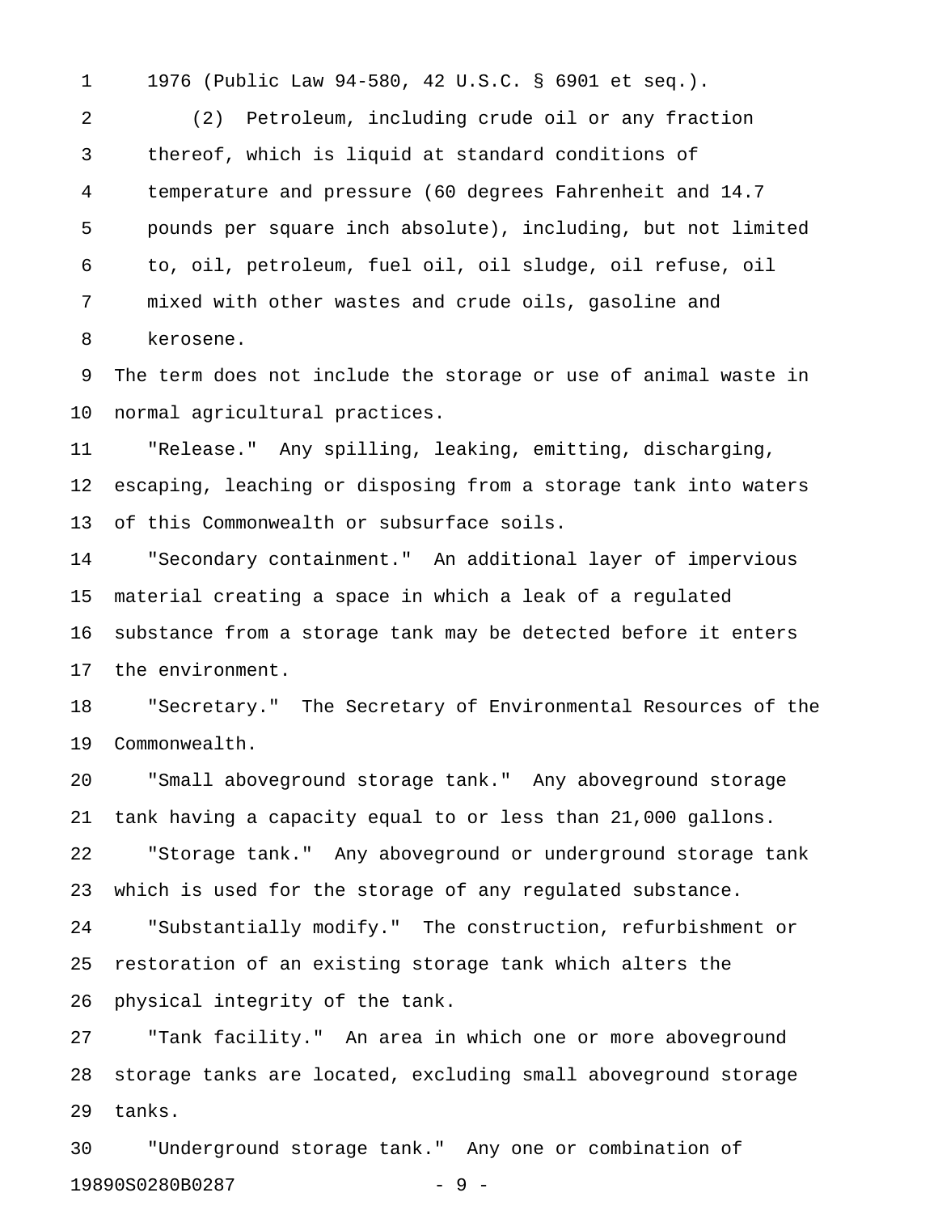1976 (Public Law 94-580, 42 U.S.C. § 6901 et seq.).

(2) Petroleum, including crude oil or any fraction thereof, which is liquid at standard conditions of temperature and pressure (60 degrees Fahrenheit and 14.7 pounds per square inch absolute), including, but not limited to, oil, petroleum, fuel oil, oil sludge, oil refuse, oil mixed with other wastes and crude oils, gasoline and kerosene.

The term does not include the storage or use of animal waste in normal agricultural practices.

"Release." Any spilling, leaking, emitting, discharging, escaping, leaching or disposing from a storage tank into waters of this Commonwealth or subsurface soils.

"Secondary containment." An additional layer of impervious material creating a space in which a leak of a regulated substance from a storage tank may be detected before it enters the environment.

"Secretary." The Secretary of Environmental Resources of the Commonwealth.

"Small aboveground storage tank." Any aboveground storage tank having a capacity equal to or less than 21,000 gallons.

"Storage tank." Any aboveground or underground storage tank which is used for the storage of any regulated substance.

"Substantially modify." The construction, refurbishment or restoration of an existing storage tank which alters the physical integrity of the tank.

"Tank facility." An area in which one or more aboveground storage tanks are located, excluding small aboveground storage tanks.

"Underground storage tank." Any one or combination of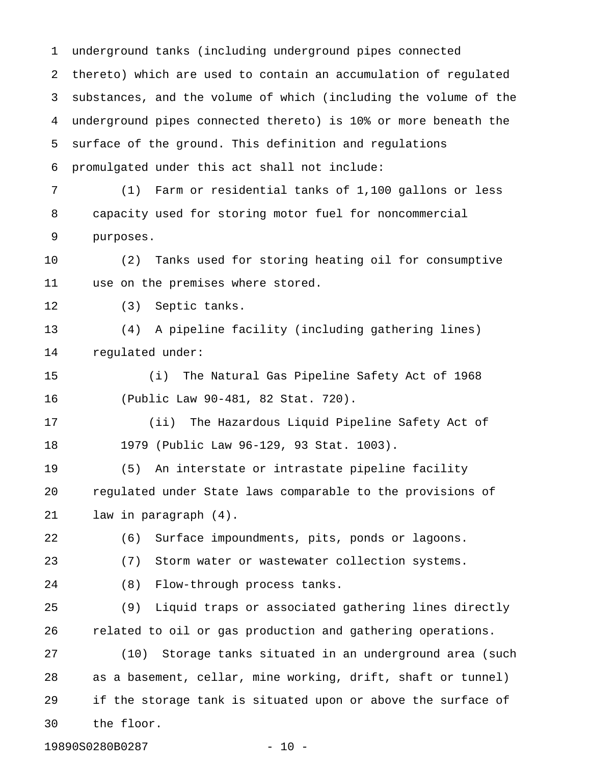underground tanks (including underground pipes connected thereto) which are used to contain an accumulation of regulated substances, and the volume of which (including the volume of the underground pipes connected thereto) is 10% or more beneath the surface of the ground. This definition and regulations promulgated under this act shall not include:

(1) Farm or residential tanks of 1,100 gallons or less capacity used for storing motor fuel for noncommercial purposes.

(2) Tanks used for storing heating oil for consumptive use on the premises where stored.

(3) Septic tanks.

(4) A pipeline facility (including gathering lines) regulated under:

(i) The Natural Gas Pipeline Safety Act of 1968 (Public Law 90-481, 82 Stat. 720).

(ii) The Hazardous Liquid Pipeline Safety Act of 1979 (Public Law 96-129, 93 Stat. 1003).

(5) An interstate or intrastate pipeline facility regulated under State laws comparable to the provisions of law in paragraph (4).

(6) Surface impoundments, pits, ponds or lagoons.

(7) Storm water or wastewater collection systems.

(8) Flow-through process tanks.

(9) Liquid traps or associated gathering lines directly related to oil or gas production and gathering operations.

(10) Storage tanks situated in an underground area (such as a basement, cellar, mine working, drift, shaft or tunnel) if the storage tank is situated upon or above the surface of the floor.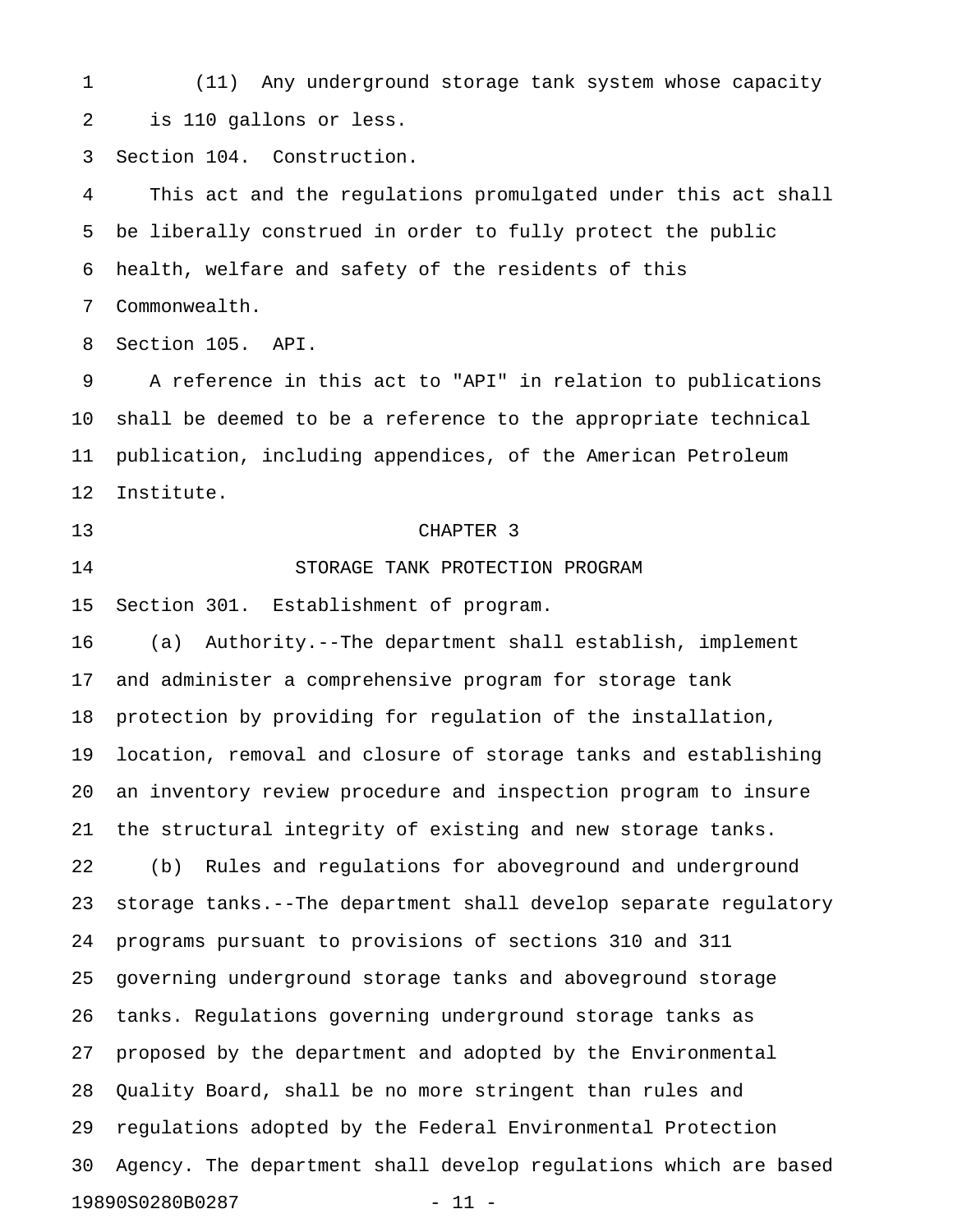(11) Any underground storage tank system whose capacity is 110 gallons or less.

Section 104. Construction.

This act and the regulations promulgated under this act shall be liberally construed in order to fully protect the public health, welfare and safety of the residents of this Commonwealth.

Section 105. API.

A reference in this act to "API" in relation to publications shall be deemed to be a reference to the appropriate technical publication, including appendices, of the American Petroleum Institute.

## CHAPTER 3

## STORAGE TANK PROTECTION PROGRAM

Section 301. Establishment of program.

(a) Authority.--The department shall establish, implement and administer a comprehensive program for storage tank protection by providing for regulation of the installation, location, removal and closure of storage tanks and establishing an inventory review procedure and inspection program to insure the structural integrity of existing and new storage tanks.

(b) Rules and regulations for aboveground and underground storage tanks.--The department shall develop separate regulatory programs pursuant to provisions of sections 310 and 311 governing underground storage tanks and aboveground storage tanks. Regulations governing underground storage tanks as proposed by the department and adopted by the Environmental Quality Board, shall be no more stringent than rules and regulations adopted by the Federal Environmental Protection Agency. The department shall develop regulations which are based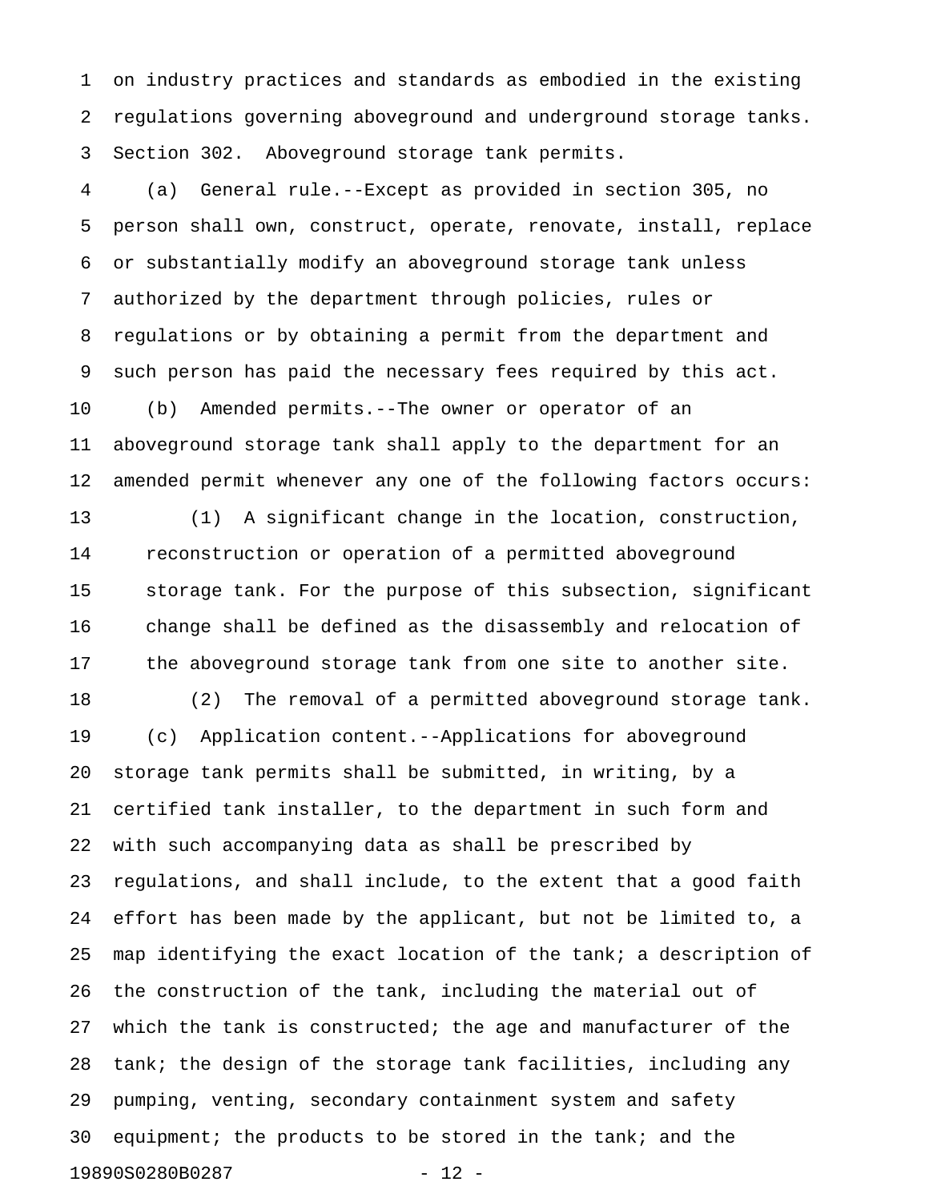on industry practices and standards as embodied in the existing regulations governing aboveground and underground storage tanks.

Section 302. Aboveground storage tank permits.

(a) General rule.--Except as provided in section 305, no person shall own, construct, operate, renovate, install, replace or substantially modify an aboveground storage tank unless authorized by the department through policies, rules or regulations or by obtaining a permit from the department and such person has paid the necessary fees required by this act.

(b) Amended permits.--The owner or operator of an aboveground storage tank shall apply to the department for an amended permit whenever any one of the following factors occurs:

(1) A significant change in the location, construction, reconstruction or operation of a permitted aboveground storage tank. For the purpose of this subsection, significant change shall be defined as the disassembly and relocation of the aboveground storage tank from one site to another site.

(2) The removal of a permitted aboveground storage tank.

(c) Application content.--Applications for aboveground storage tank permits shall be submitted, in writing, by a certified tank installer, to the department in such form and with such accompanying data as shall be prescribed by regulations, and shall include, to the extent that a good faith effort has been made by the applicant, but not be limited to, a map identifying the exact location of the tank; a description of the construction of the tank, including the material out of which the tank is constructed; the age and manufacturer of the tank; the design of the storage tank facilities, including any pumping, venting, secondary containment system and safety equipment; the products to be stored in the tank; and the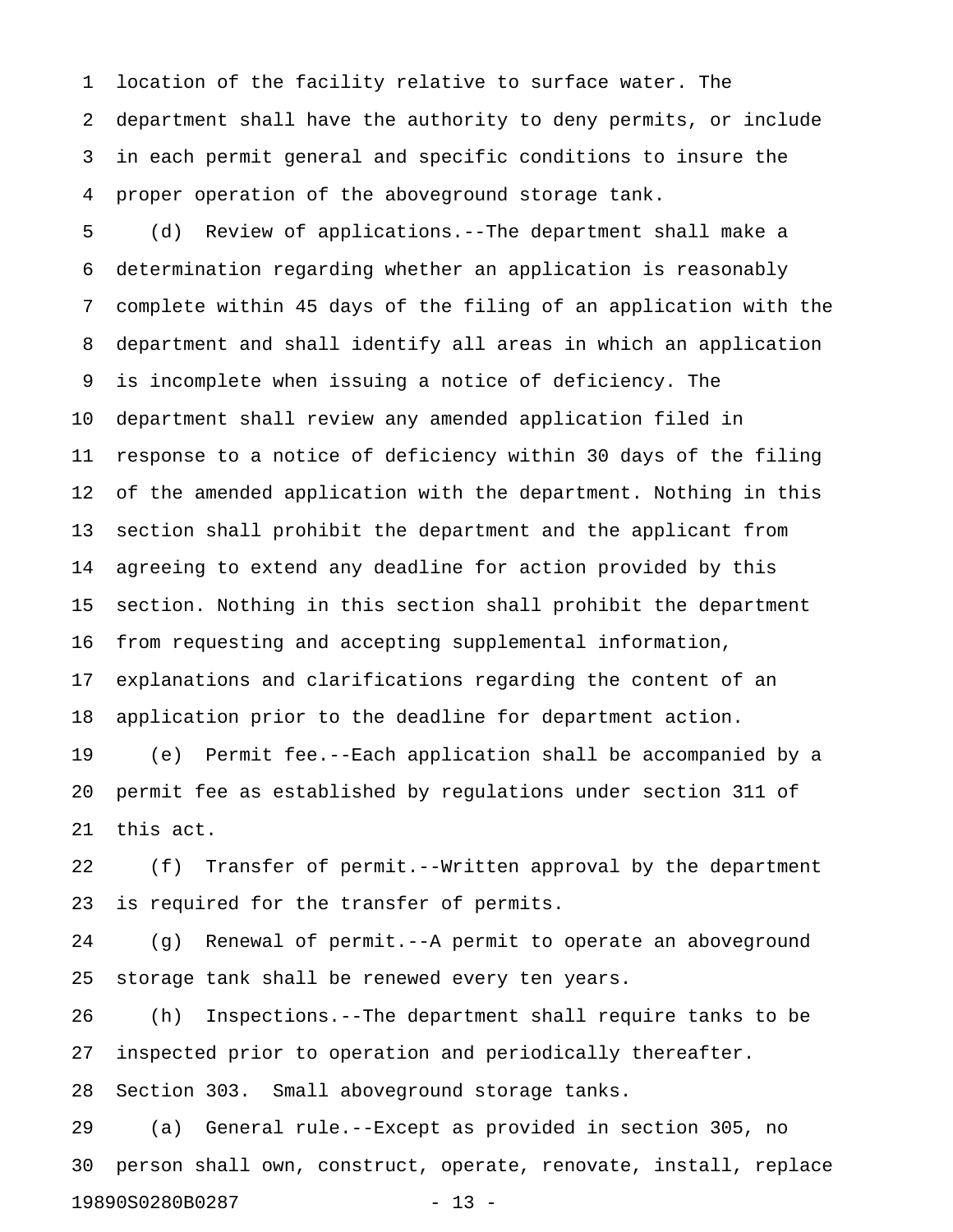location of the facility relative to surface water. The department shall have the authority to deny permits, or include in each permit general and specific conditions to insure the proper operation of the aboveground storage tank.

(d) Review of applications.--The department shall make a determination regarding whether an application is reasonably complete within 45 days of the filing of an application with the department and shall identify all areas in which an application is incomplete when issuing a notice of deficiency. The department shall review any amended application filed in response to a notice of deficiency within 30 days of the filing of the amended application with the department. Nothing in this section shall prohibit the department and the applicant from agreeing to extend any deadline for action provided by this section. Nothing in this section shall prohibit the department from requesting and accepting supplemental information, explanations and clarifications regarding the content of an application prior to the deadline for department action.

(e) Permit fee.--Each application shall be accompanied by a permit fee as established by regulations under section 311 of this act.

(f) Transfer of permit.--Written approval by the department is required for the transfer of permits.

(g) Renewal of permit.--A permit to operate an aboveground storage tank shall be renewed every ten years.

(h) Inspections.--The department shall require tanks to be inspected prior to operation and periodically thereafter.

Section 303. Small aboveground storage tanks.

(a) General rule.--Except as provided in section 305, no person shall own, construct, operate, renovate, install, replace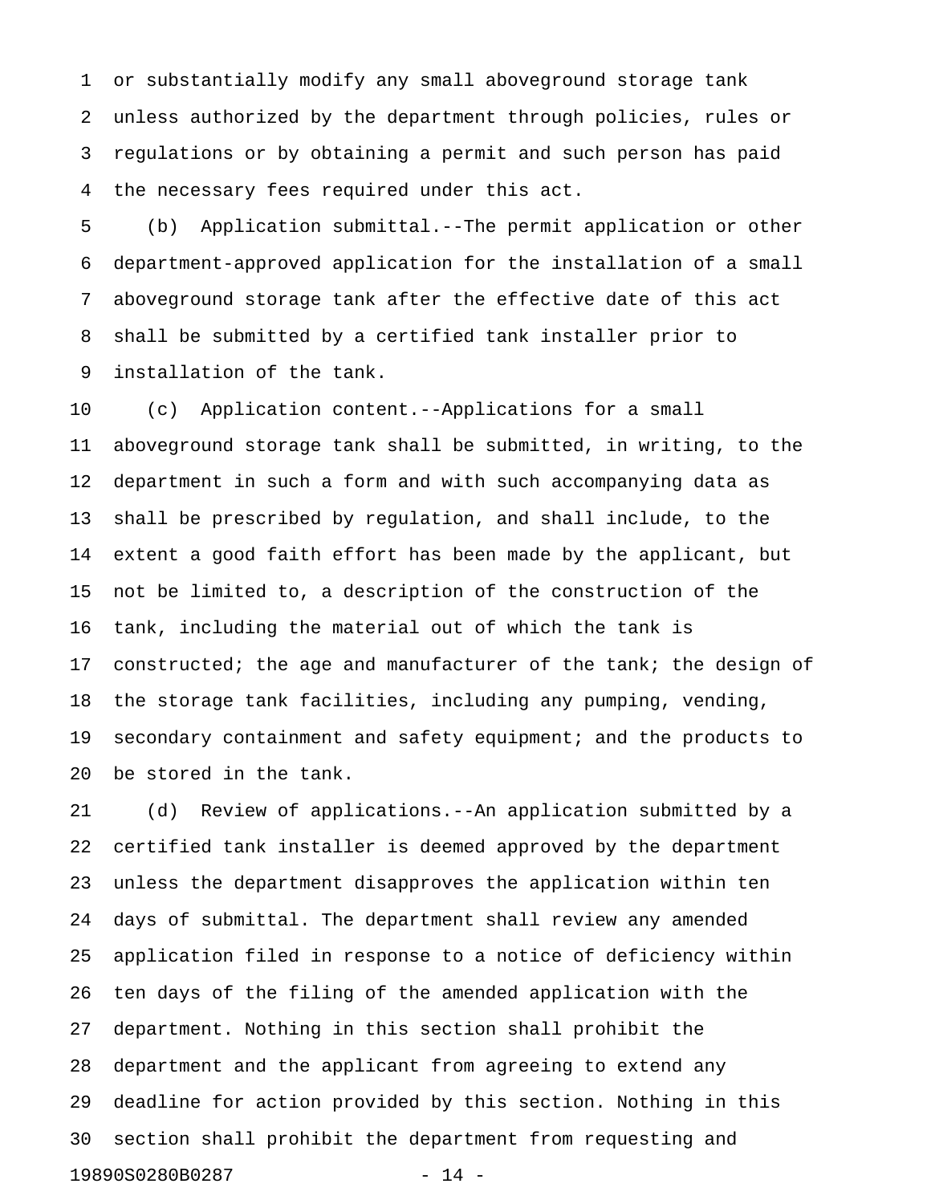or substantially modify any small aboveground storage tank unless authorized by the department through policies, rules or regulations or by obtaining a permit and such person has paid the necessary fees required under this act.

(b) Application submittal.--The permit application or other department-approved application for the installation of a small aboveground storage tank after the effective date of this act shall be submitted by a certified tank installer prior to installation of the tank.

(c) Application content.--Applications for a small aboveground storage tank shall be submitted, in writing, to the department in such a form and with such accompanying data as shall be prescribed by regulation, and shall include, to the extent a good faith effort has been made by the applicant, but not be limited to, a description of the construction of the tank, including the material out of which the tank is constructed; the age and manufacturer of the tank; the design of the storage tank facilities, including any pumping, vending, secondary containment and safety equipment; and the products to be stored in the tank.

(d) Review of applications.--An application submitted by a certified tank installer is deemed approved by the department unless the department disapproves the application within ten days of submittal. The department shall review any amended application filed in response to a notice of deficiency within ten days of the filing of the amended application with the department. Nothing in this section shall prohibit the department and the applicant from agreeing to extend any deadline for action provided by this section. Nothing in this section shall prohibit the department from requesting and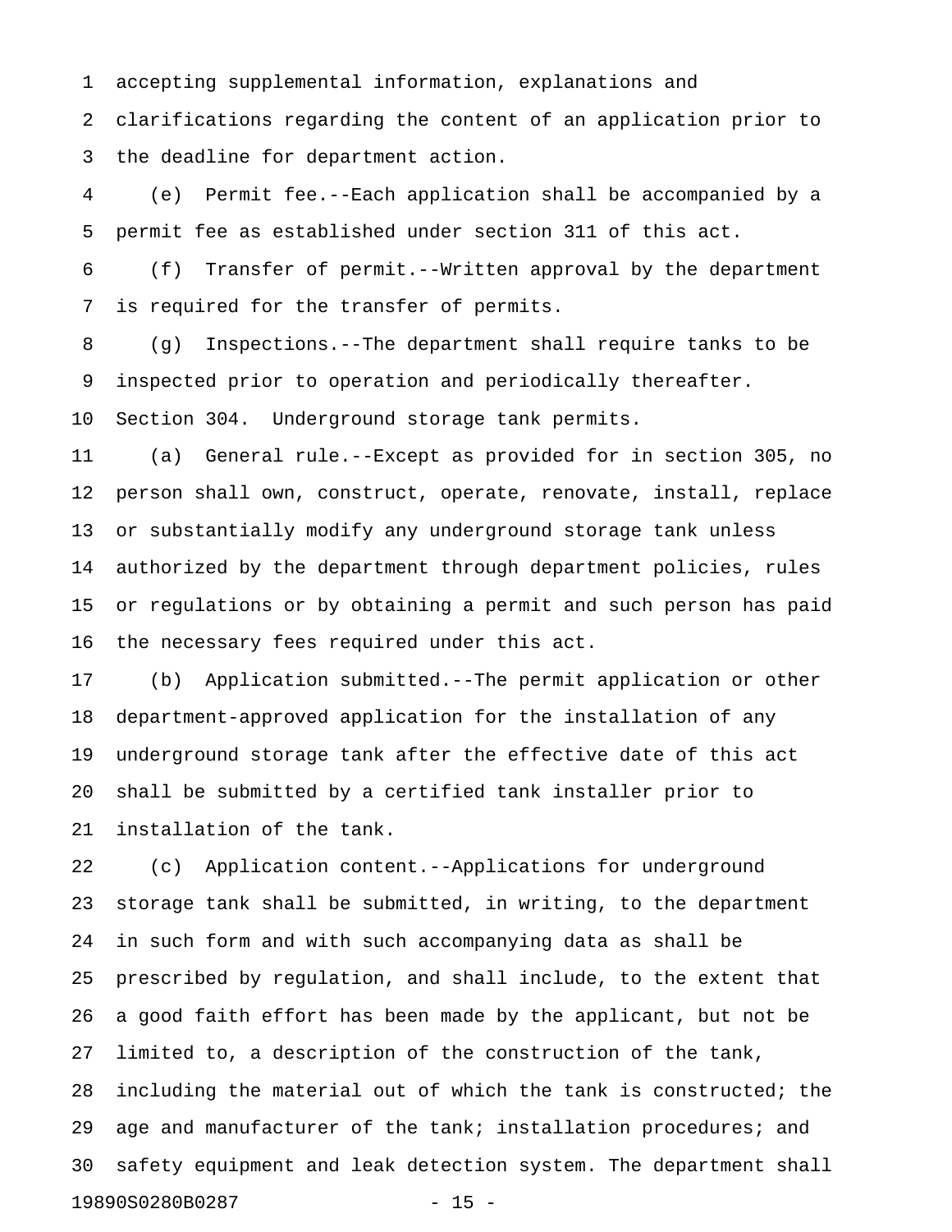accepting supplemental information, explanations and clarifications regarding the content of an application prior to the deadline for department action.

(e) Permit fee.--Each application shall be accompanied by a permit fee as established under section 311 of this act.

(f) Transfer of permit.--Written approval by the department is required for the transfer of permits.

(g) Inspections.--The department shall require tanks to be inspected prior to operation and periodically thereafter.

Section 304. Underground storage tank permits.

(a) General rule.--Except as provided for in section 305, no person shall own, construct, operate, renovate, install, replace or substantially modify any underground storage tank unless authorized by the department through department policies, rules or regulations or by obtaining a permit and such person has paid the necessary fees required under this act.

(b) Application submitted.--The permit application or other department-approved application for the installation of any underground storage tank after the effective date of this act shall be submitted by a certified tank installer prior to installation of the tank.

(c) Application content.--Applications for underground storage tank shall be submitted, in writing, to the department in such form and with such accompanying data as shall be prescribed by regulation, and shall include, to the extent that a good faith effort has been made by the applicant, but not be limited to, a description of the construction of the tank, including the material out of which the tank is constructed; the age and manufacturer of the tank; installation procedures; and safety equipment and leak detection system. The department shall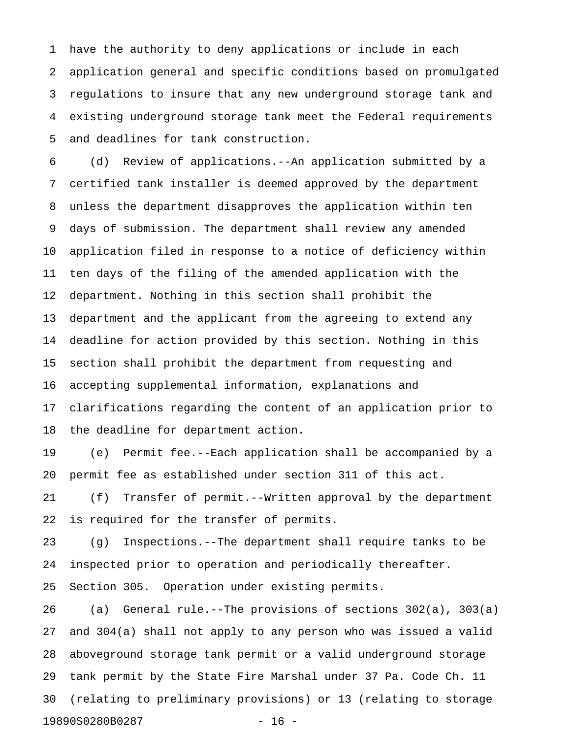have the authority to deny applications or include in each application general and specific conditions based on promulgated regulations to insure that any new underground storage tank and existing underground storage tank meet the Federal requirements and deadlines for tank construction.

(d) Review of applications.--An application submitted by a certified tank installer is deemed approved by the department unless the department disapproves the application within ten days of submission. The department shall review any amended application filed in response to a notice of deficiency within ten days of the filing of the amended application with the department. Nothing in this section shall prohibit the department and the applicant from the agreeing to extend any deadline for action provided by this section. Nothing in this section shall prohibit the department from requesting and accepting supplemental information, explanations and clarifications regarding the content of an application prior to the deadline for department action.

(e) Permit fee.--Each application shall be accompanied by a permit fee as established under section 311 of this act.

(f) Transfer of permit.--Written approval by the department is required for the transfer of permits.

(g) Inspections.--The department shall require tanks to be inspected prior to operation and periodically thereafter.

Section 305. Operation under existing permits.

(a) General rule.--The provisions of sections 302(a), 303(a) and 304(a) shall not apply to any person who was issued a valid aboveground storage tank permit or a valid underground storage tank permit by the State Fire Marshal under 37 Pa. Code Ch. 11 (relating to preliminary provisions) or 13 (relating to storage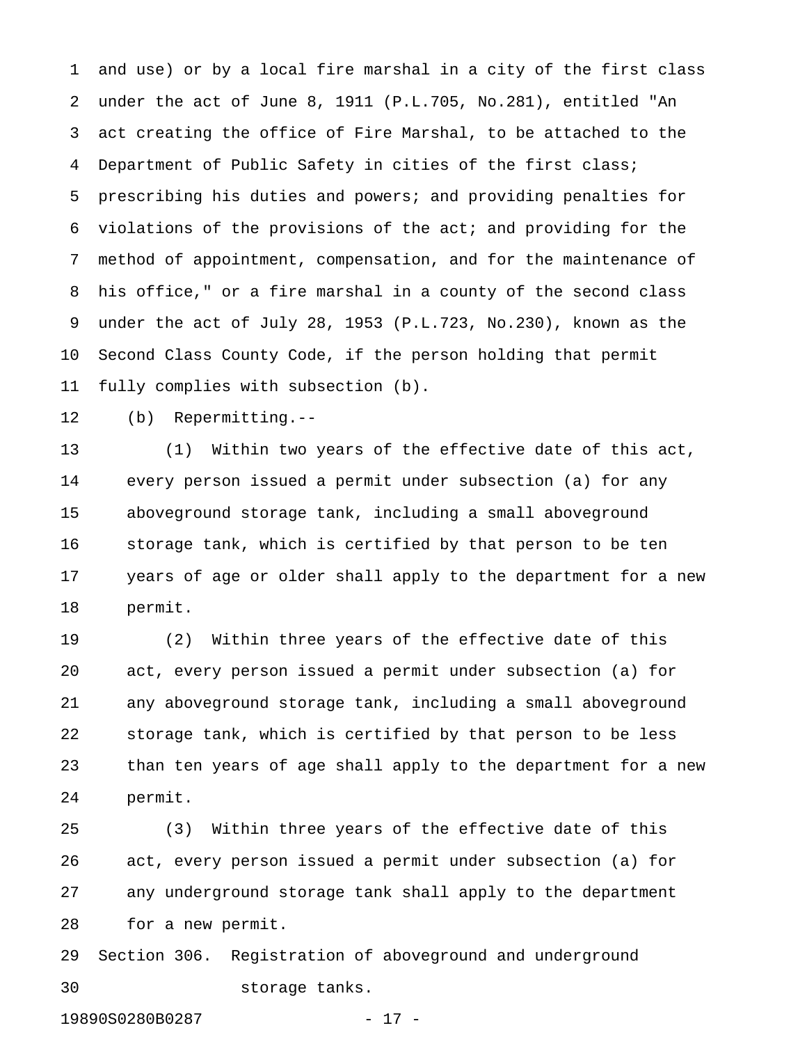and use) or by a local fire marshal in a city of the first class under the act of June 8, 1911 (P.L.705, No.281), entitled "An act creating the office of Fire Marshal, to be attached to the Department of Public Safety in cities of the first class; prescribing his duties and powers; and providing penalties for violations of the provisions of the act; and providing for the method of appointment, compensation, and for the maintenance of his office," or a fire marshal in a county of the second class under the act of July 28, 1953 (P.L.723, No.230), known as the Second Class County Code, if the person holding that permit fully complies with subsection (b).

(b) Repermitting.--

(1) Within two years of the effective date of this act, every person issued a permit under subsection (a) for any aboveground storage tank, including a small aboveground storage tank, which is certified by that person to be ten years of age or older shall apply to the department for a new permit.

(2) Within three years of the effective date of this act, every person issued a permit under subsection (a) for any aboveground storage tank, including a small aboveground storage tank, which is certified by that person to be less than ten years of age shall apply to the department for a new permit.

(3) Within three years of the effective date of this act, every person issued a permit under subsection (a) for any underground storage tank shall apply to the department for a new permit.

Section 306. Registration of aboveground and underground storage tanks.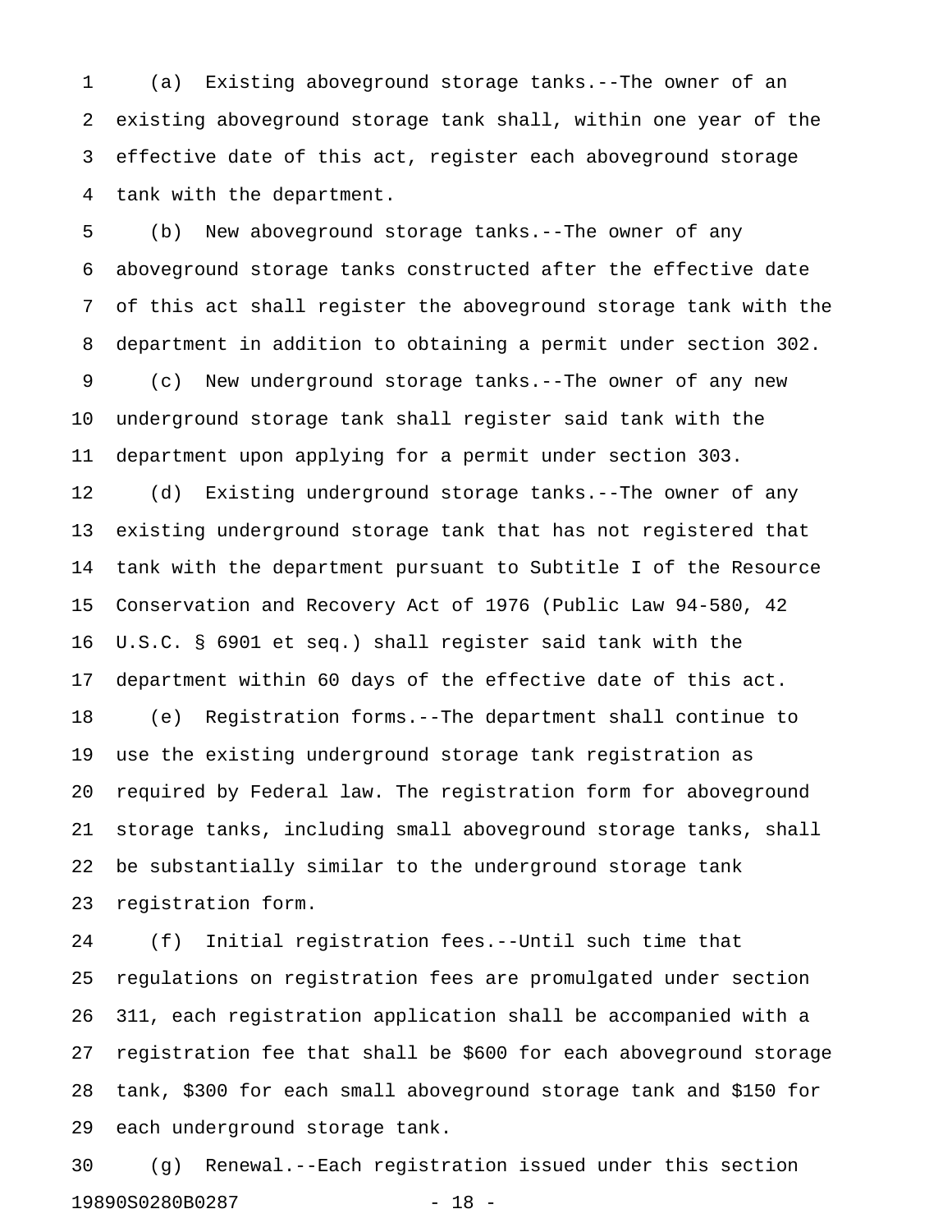(a) Existing aboveground storage tanks.--The owner of an existing aboveground storage tank shall, within one year of the effective date of this act, register each aboveground storage tank with the department.

(b) New aboveground storage tanks.--The owner of any aboveground storage tanks constructed after the effective date of this act shall register the aboveground storage tank with the department in addition to obtaining a permit under section 302.

(c) New underground storage tanks.--The owner of any new underground storage tank shall register said tank with the department upon applying for a permit under section 303.

(d) Existing underground storage tanks.--The owner of any existing underground storage tank that has not registered that tank with the department pursuant to Subtitle I of the Resource Conservation and Recovery Act of 1976 (Public Law 94-580, 42 U.S.C. § 6901 et seq.) shall register said tank with the department within 60 days of the effective date of this act.

(e) Registration forms.--The department shall continue to use the existing underground storage tank registration as required by Federal law. The registration form for aboveground storage tanks, including small aboveground storage tanks, shall be substantially similar to the underground storage tank registration form.

(f) Initial registration fees.--Until such time that regulations on registration fees are promulgated under section 311, each registration application shall be accompanied with a registration fee that shall be $600 for each aboveground storage tank, $300 for each small aboveground storage tank and $150 for each underground storage tank.

(g) Renewal.--Each registration issued under this section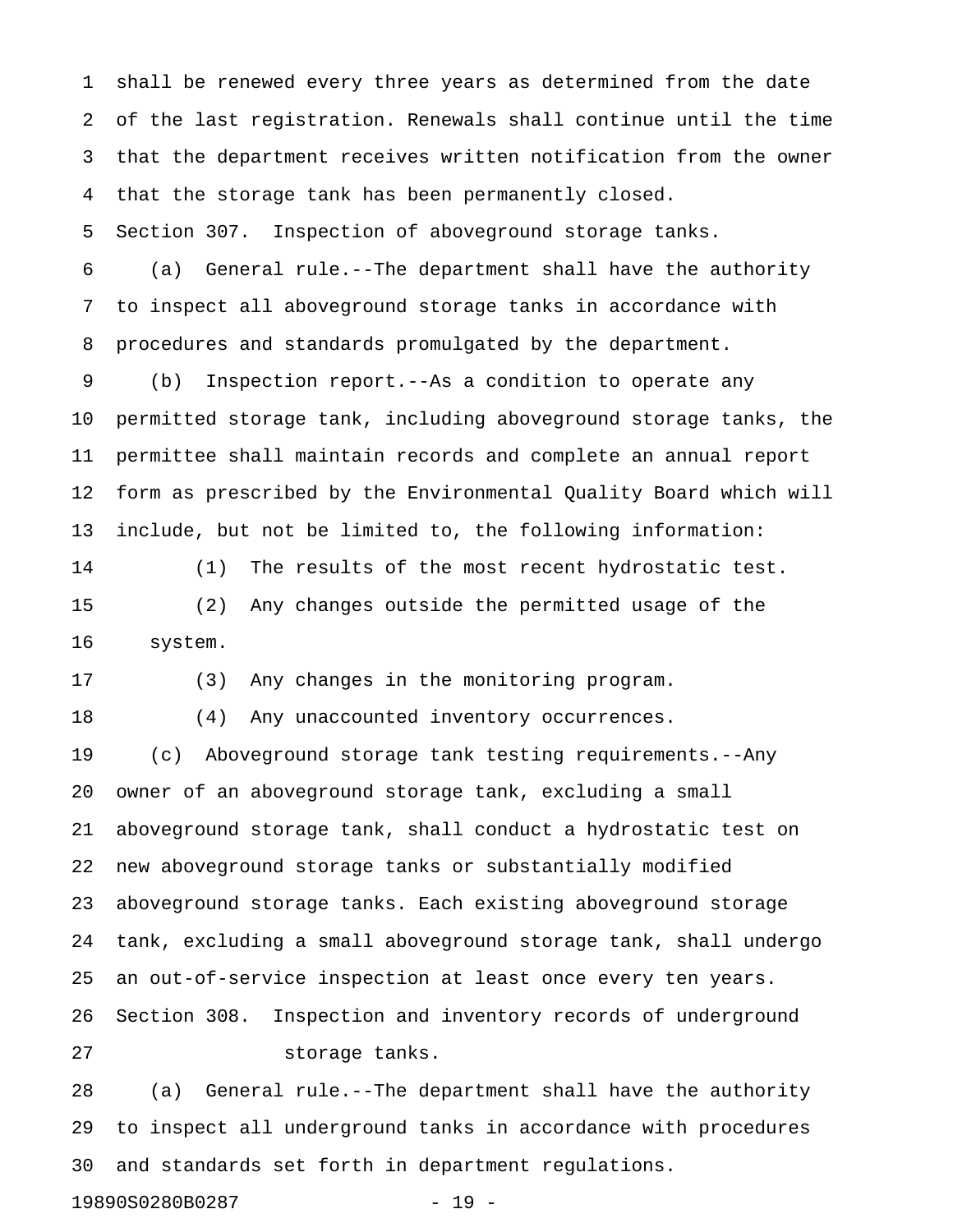shall be renewed every three years as determined from the date of the last registration. Renewals shall continue until the time that the department receives written notification from the owner that the storage tank has been permanently closed.

Section 307. Inspection of aboveground storage tanks.

(a) General rule.--The department shall have the authority to inspect all aboveground storage tanks in accordance with procedures and standards promulgated by the department.

(b) Inspection report.--As a condition to operate any permitted storage tank, including aboveground storage tanks, the permittee shall maintain records and complete an annual report form as prescribed by the Environmental Quality Board which will include, but not be limited to, the following information:

(1) The results of the most recent hydrostatic test.

(2) Any changes outside the permitted usage of the system.

(3) Any changes in the monitoring program.

(4) Any unaccounted inventory occurrences.

(c) Aboveground storage tank testing requirements.--Any owner of an aboveground storage tank, excluding a small aboveground storage tank, shall conduct a hydrostatic test on new aboveground storage tanks or substantially modified aboveground storage tanks. Each existing aboveground storage tank, excluding a small aboveground storage tank, shall undergo an out-of-service inspection at least once every ten years.

Section 308. Inspection and inventory records of underground storage tanks.

(a) General rule.--The department shall have the authority to inspect all underground tanks in accordance with procedures and standards set forth in department regulations.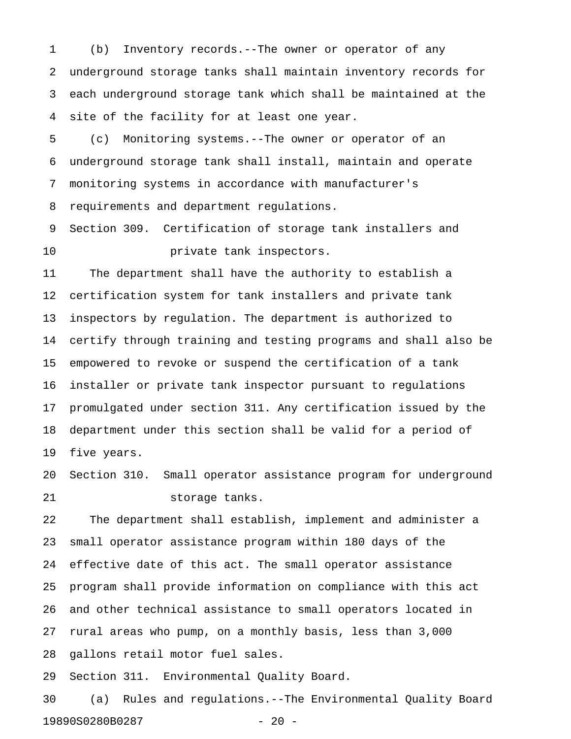(b) Inventory records.--The owner or operator of any underground storage tanks shall maintain inventory records for each underground storage tank which shall be maintained at the site of the facility for at least one year.

(c) Monitoring systems.--The owner or operator of an underground storage tank shall install, maintain and operate monitoring systems in accordance with manufacturer's requirements and department regulations.

Section 309. Certification of storage tank installers and private tank inspectors.

The department shall have the authority to establish a certification system for tank installers and private tank inspectors by regulation. The department is authorized to certify through training and testing programs and shall also be empowered to revoke or suspend the certification of a tank installer or private tank inspector pursuant to regulations promulgated under section 311. Any certification issued by the department under this section shall be valid for a period of five years.

Section 310. Small operator assistance program for underground storage tanks.

The department shall establish, implement and administer a small operator assistance program within 180 days of the effective date of this act. The small operator assistance program shall provide information on compliance with this act and other technical assistance to small operators located in rural areas who pump, on a monthly basis, less than 3,000 gallons retail motor fuel sales.

Section 311. Environmental Quality Board.

(a) Rules and regulations.--The Environmental Quality Board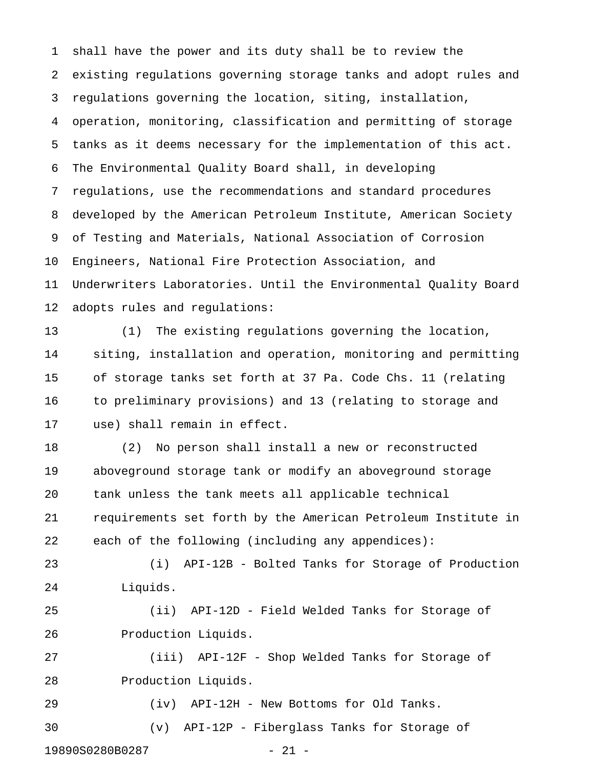shall have the power and its duty shall be to review the existing regulations governing storage tanks and adopt rules and regulations governing the location, siting, installation, operation, monitoring, classification and permitting of storage tanks as it deems necessary for the implementation of this act. The Environmental Quality Board shall, in developing regulations, use the recommendations and standard procedures developed by the American Petroleum Institute, American Society of Testing and Materials, National Association of Corrosion Engineers, National Fire Protection Association, and Underwriters Laboratories. Until the Environmental Quality Board adopts rules and regulations:

(1) The existing regulations governing the location, siting, installation and operation, monitoring and permitting of storage tanks set forth at 37 Pa. Code Chs. 11 (relating to preliminary provisions) and 13 (relating to storage and use) shall remain in effect.

(2) No person shall install a new or reconstructed aboveground storage tank or modify an aboveground storage tank unless the tank meets all applicable technical requirements set forth by the American Petroleum Institute in each of the following (including any appendices):

(i) API-12B - Bolted Tanks for Storage of Production Liquids.

(ii) API-12D - Field Welded Tanks for Storage of Production Liquids.

(iii) API-12F - Shop Welded Tanks for Storage of Production Liquids.

(iv) API-12H - New Bottoms for Old Tanks.

(v) API-12P - Fiberglass Tanks for Storage of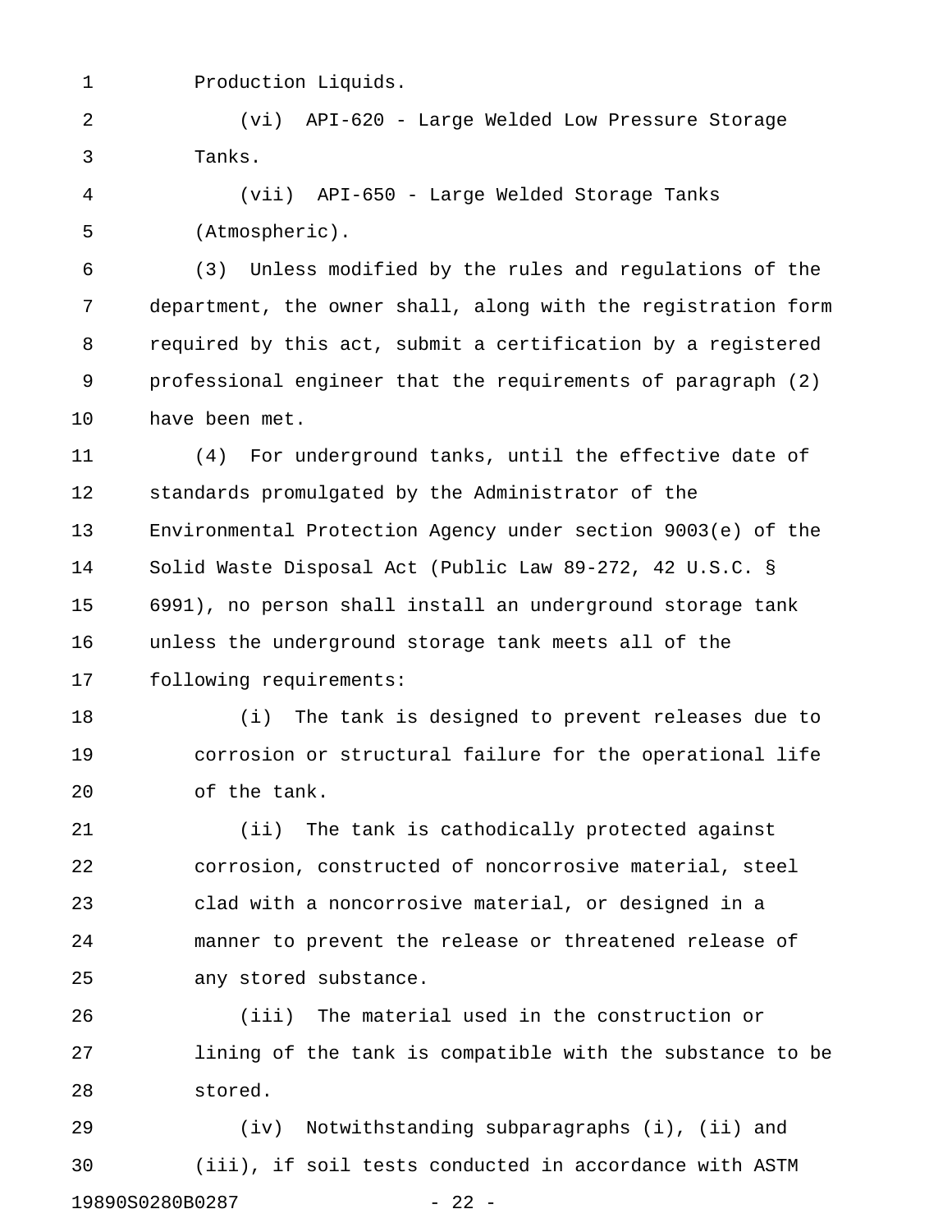Production Liquids.

(vi) API-620 - Large Welded Low Pressure Storage Tanks.

(vii) API-650 - Large Welded Storage Tanks (Atmospheric).

(3) Unless modified by the rules and regulations of the department, the owner shall, along with the registration form required by this act, submit a certification by a registered professional engineer that the requirements of paragraph (2) have been met.

(4) For underground tanks, until the effective date of standards promulgated by the Administrator of the Environmental Protection Agency under section 9003(e) of the Solid Waste Disposal Act (Public Law 89-272, 42 U.S.C. § 6991), no person shall install an underground storage tank unless the underground storage tank meets all of the following requirements:

(i) The tank is designed to prevent releases due to corrosion or structural failure for the operational life of the tank.

(ii) The tank is cathodically protected against corrosion, constructed of noncorrosive material, steel clad with a noncorrosive material, or designed in a manner to prevent the release or threatened release of any stored substance.

(iii) The material used in the construction or lining of the tank is compatible with the substance to be stored.

(iv) Notwithstanding subparagraphs (i), (ii) and (iii), if soil tests conducted in accordance with ASTM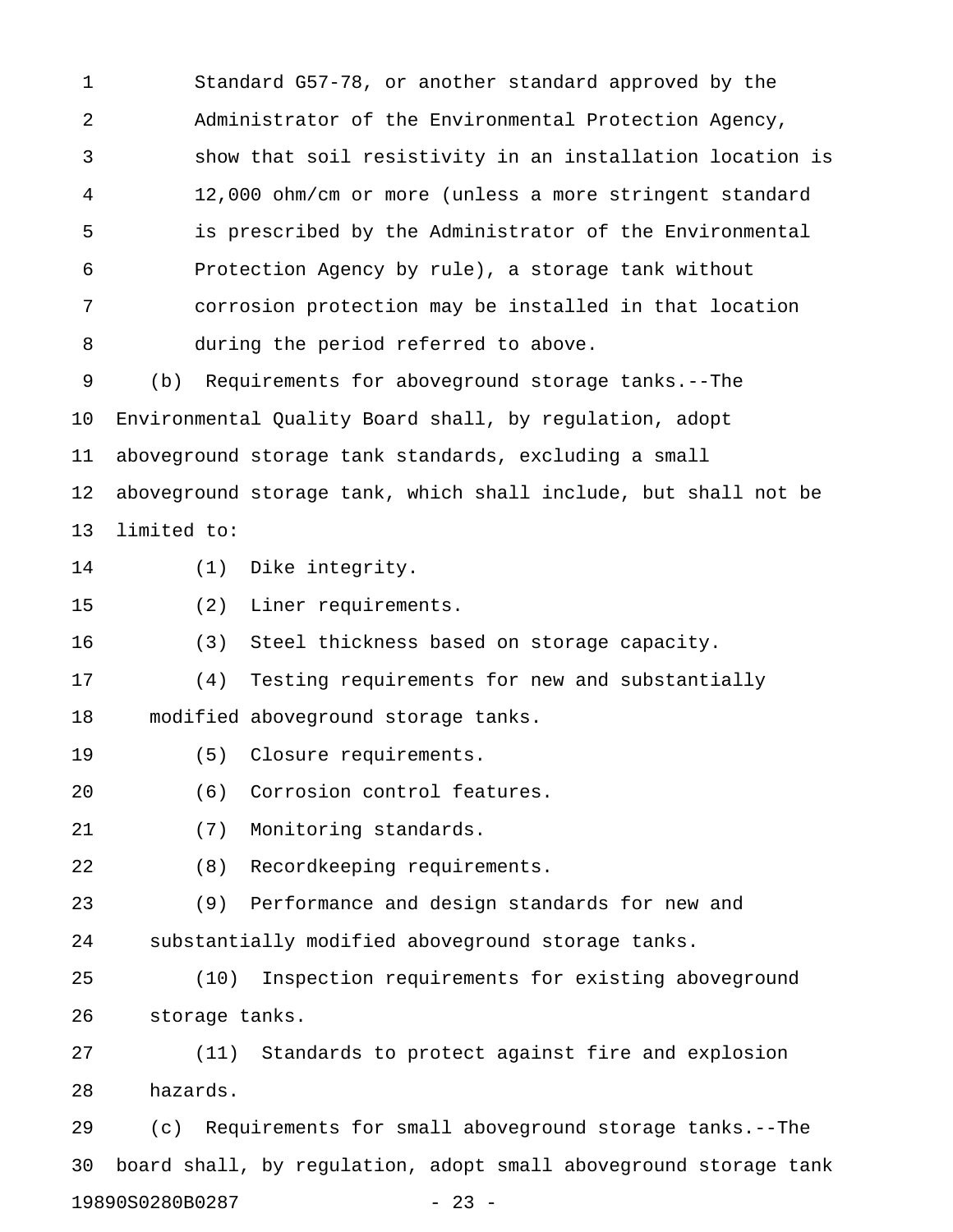Standard G57-78, or another standard approved by the Administrator of the Environmental Protection Agency, show that soil resistivity in an installation location is 12,000 ohm/cm or more (unless a more stringent standard is prescribed by the Administrator of the Environmental Protection Agency by rule), a storage tank without corrosion protection may be installed in that location during the period referred to above.

(b) Requirements for aboveground storage tanks.--The Environmental Quality Board shall, by regulation, adopt aboveground storage tank standards, excluding a small aboveground storage tank, which shall include, but shall not be limited to:

(1) Dike integrity.

(2) Liner requirements.

(3) Steel thickness based on storage capacity.

(4) Testing requirements for new and substantially modified aboveground storage tanks.

(5) Closure requirements.

(6) Corrosion control features.

(7) Monitoring standards.

(8) Recordkeeping requirements.

(9) Performance and design standards for new and substantially modified aboveground storage tanks.

(10) Inspection requirements for existing aboveground storage tanks.

(11) Standards to protect against fire and explosion hazards.

(c) Requirements for small aboveground storage tanks.--The board shall, by regulation, adopt small aboveground storage tank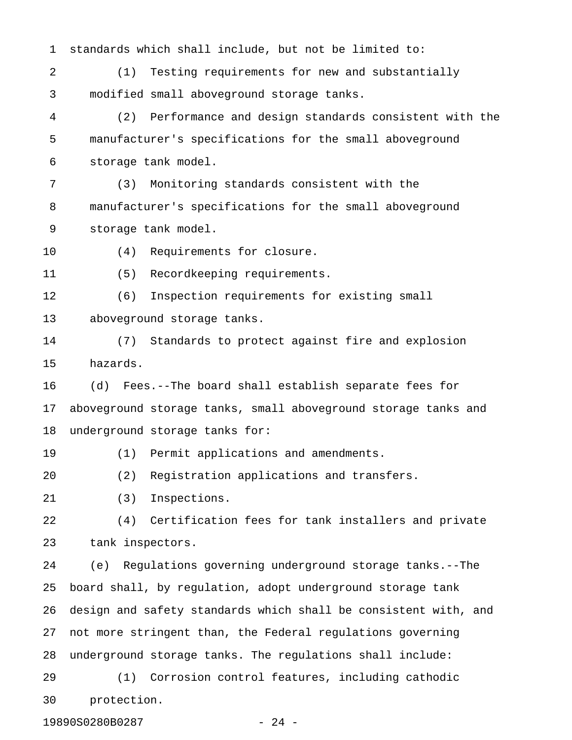standards which shall include, but not be limited to:

(1) Testing requirements for new and substantially modified small aboveground storage tanks.

(2) Performance and design standards consistent with the manufacturer's specifications for the small aboveground storage tank model.

(3) Monitoring standards consistent with the manufacturer's specifications for the small aboveground storage tank model.

(4) Requirements for closure.

(5) Recordkeeping requirements.

(6) Inspection requirements for existing small aboveground storage tanks.

(7) Standards to protect against fire and explosion hazards.

(d) Fees.--The board shall establish separate fees for aboveground storage tanks, small aboveground storage tanks and underground storage tanks for:

(1) Permit applications and amendments.

(2) Registration applications and transfers.

(3) Inspections.

(4) Certification fees for tank installers and private tank inspectors.

(e) Regulations governing underground storage tanks.--The board shall, by regulation, adopt underground storage tank design and safety standards which shall be consistent with, and not more stringent than, the Federal regulations governing underground storage tanks. The regulations shall include:

(1) Corrosion control features, including cathodic protection.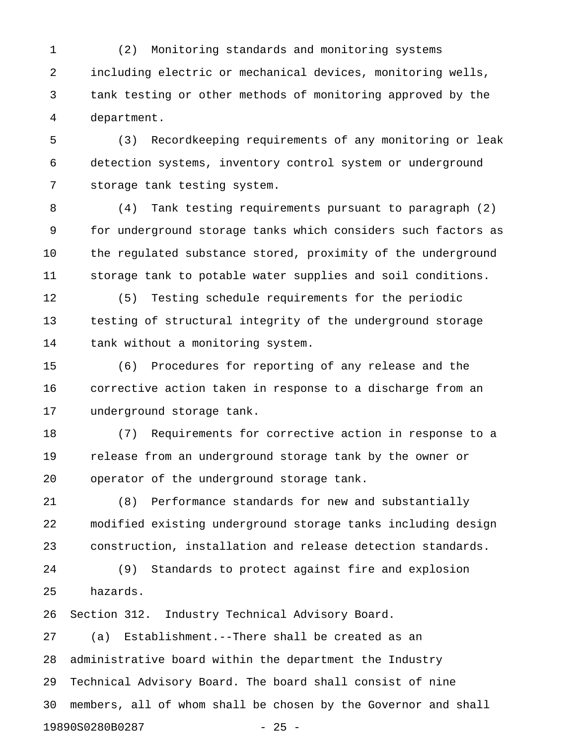(2) Monitoring standards and monitoring systems including electric or mechanical devices, monitoring wells, tank testing or other methods of monitoring approved by the department.

(3) Recordkeeping requirements of any monitoring or leak detection systems, inventory control system or underground storage tank testing system.

(4) Tank testing requirements pursuant to paragraph (2) for underground storage tanks which considers such factors as the regulated substance stored, proximity of the underground storage tank to potable water supplies and soil conditions.

(5) Testing schedule requirements for the periodic testing of structural integrity of the underground storage tank without a monitoring system.

(6) Procedures for reporting of any release and the corrective action taken in response to a discharge from an underground storage tank.

(7) Requirements for corrective action in response to a release from an underground storage tank by the owner or operator of the underground storage tank.

(8) Performance standards for new and substantially modified existing underground storage tanks including design construction, installation and release detection standards.

(9) Standards to protect against fire and explosion hazards.

Section 312. Industry Technical Advisory Board.

(a) Establishment.--There shall be created as an administrative board within the department the Industry Technical Advisory Board. The board shall consist of nine members, all of whom shall be chosen by the Governor and shall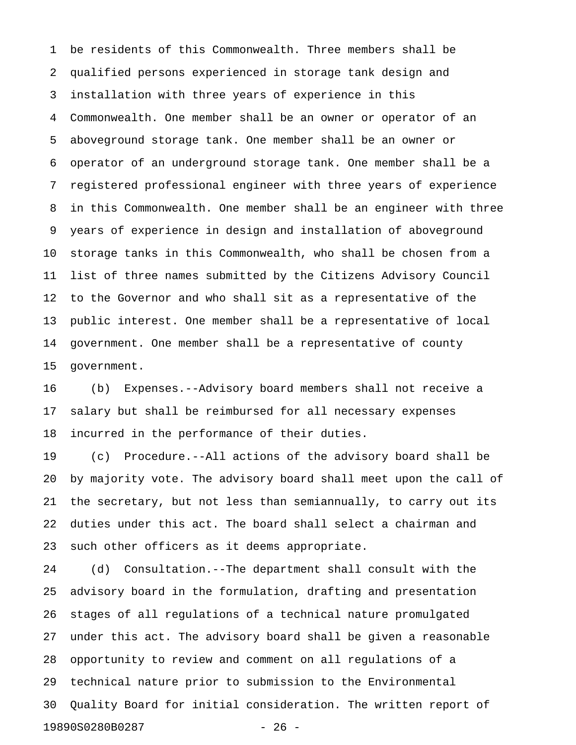be residents of this Commonwealth. Three members shall be qualified persons experienced in storage tank design and installation with three years of experience in this Commonwealth. One member shall be an owner or operator of an aboveground storage tank. One member shall be an owner or operator of an underground storage tank. One member shall be a registered professional engineer with three years of experience in this Commonwealth. One member shall be an engineer with three years of experience in design and installation of aboveground storage tanks in this Commonwealth, who shall be chosen from a list of three names submitted by the Citizens Advisory Council to the Governor and who shall sit as a representative of the public interest. One member shall be a representative of local government. One member shall be a representative of county government.

(b) Expenses.--Advisory board members shall not receive a salary but shall be reimbursed for all necessary expenses incurred in the performance of their duties.

(c) Procedure.--All actions of the advisory board shall be by majority vote. The advisory board shall meet upon the call of the secretary, but not less than semiannually, to carry out its duties under this act. The board shall select a chairman and such other officers as it deems appropriate.

(d) Consultation.--The department shall consult with the advisory board in the formulation, drafting and presentation stages of all regulations of a technical nature promulgated under this act. The advisory board shall be given a reasonable opportunity to review and comment on all regulations of a technical nature prior to submission to the Environmental Quality Board for initial consideration. The written report of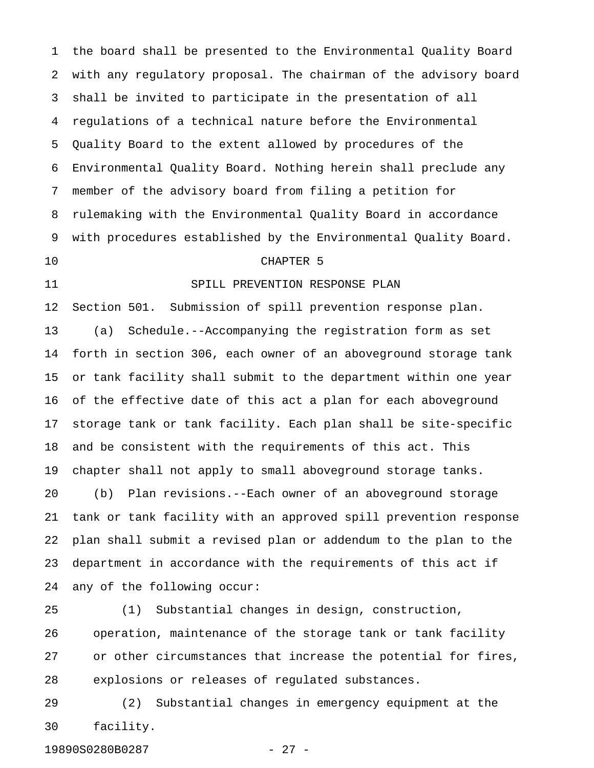the board shall be presented to the Environmental Quality Board with any regulatory proposal. The chairman of the advisory board shall be invited to participate in the presentation of all regulations of a technical nature before the Environmental Quality Board to the extent allowed by procedures of the Environmental Quality Board. Nothing herein shall preclude any member of the advisory board from filing a petition for rulemaking with the Environmental Quality Board in accordance with procedures established by the Environmental Quality Board.

## CHAPTER 5

## SPILL PREVENTION RESPONSE PLAN

Section 501. Submission of spill prevention response plan.

(a) Schedule.--Accompanying the registration form as set forth in section 306, each owner of an aboveground storage tank or tank facility shall submit to the department within one year of the effective date of this act a plan for each aboveground storage tank or tank facility. Each plan shall be site-specific and be consistent with the requirements of this act. This chapter shall not apply to small aboveground storage tanks.

(b) Plan revisions.--Each owner of an aboveground storage tank or tank facility with an approved spill prevention response plan shall submit a revised plan or addendum to the plan to the department in accordance with the requirements of this act if any of the following occur:

(1) Substantial changes in design, construction, operation, maintenance of the storage tank or tank facility or other circumstances that increase the potential for fires, explosions or releases of regulated substances.

(2) Substantial changes in emergency equipment at the facility.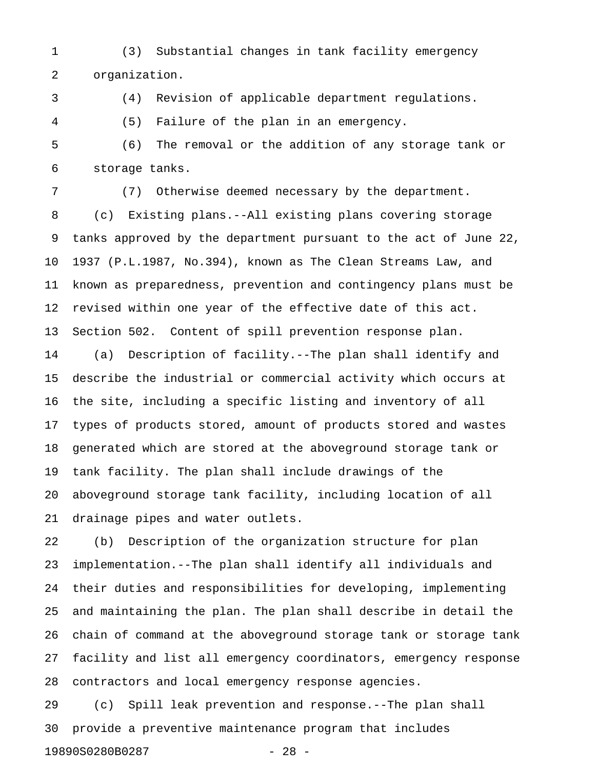(3) Substantial changes in tank facility emergency organization.

(4) Revision of applicable department regulations.

(5) Failure of the plan in an emergency.

(6) The removal or the addition of any storage tank or storage tanks.

(7) Otherwise deemed necessary by the department.

(c) Existing plans.--All existing plans covering storage tanks approved by the department pursuant to the act of June 22, 1937 (P.L.1987, No.394), known as The Clean Streams Law, and known as preparedness, prevention and contingency plans must be revised within one year of the effective date of this act.

Section 502. Content of spill prevention response plan.

(a) Description of facility.--The plan shall identify and describe the industrial or commercial activity which occurs at the site, including a specific listing and inventory of all types of products stored, amount of products stored and wastes generated which are stored at the aboveground storage tank or tank facility. The plan shall include drawings of the aboveground storage tank facility, including location of all drainage pipes and water outlets.

(b) Description of the organization structure for plan implementation.--The plan shall identify all individuals and their duties and responsibilities for developing, implementing and maintaining the plan. The plan shall describe in detail the chain of command at the aboveground storage tank or storage tank facility and list all emergency coordinators, emergency response contractors and local emergency response agencies.

(c) Spill leak prevention and response.--The plan shall provide a preventive maintenance program that includes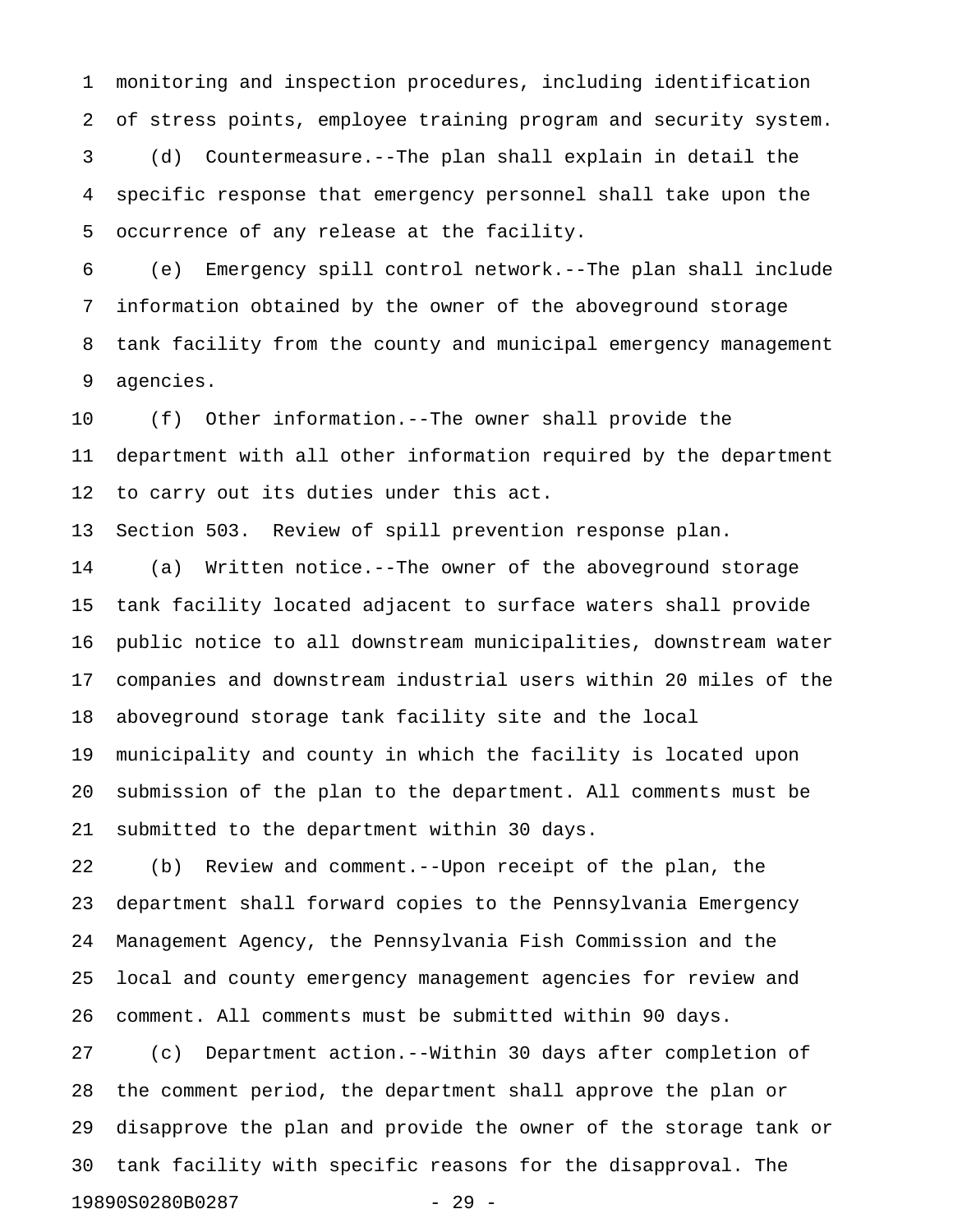monitoring and inspection procedures, including identification of stress points, employee training program and security system.

(d) Countermeasure.--The plan shall explain in detail the specific response that emergency personnel shall take upon the occurrence of any release at the facility.

(e) Emergency spill control network.--The plan shall include information obtained by the owner of the aboveground storage tank facility from the county and municipal emergency management agencies.

(f) Other information.--The owner shall provide the department with all other information required by the department to carry out its duties under this act.

Section 503. Review of spill prevention response plan.

(a) Written notice.--The owner of the aboveground storage tank facility located adjacent to surface waters shall provide public notice to all downstream municipalities, downstream water companies and downstream industrial users within 20 miles of the aboveground storage tank facility site and the local municipality and county in which the facility is located upon submission of the plan to the department. All comments must be submitted to the department within 30 days.

(b) Review and comment.--Upon receipt of the plan, the department shall forward copies to the Pennsylvania Emergency Management Agency, the Pennsylvania Fish Commission and the local and county emergency management agencies for review and comment. All comments must be submitted within 90 days.

(c) Department action.--Within 30 days after completion of the comment period, the department shall approve the plan or disapprove the plan and provide the owner of the storage tank or tank facility with specific reasons for the disapproval. The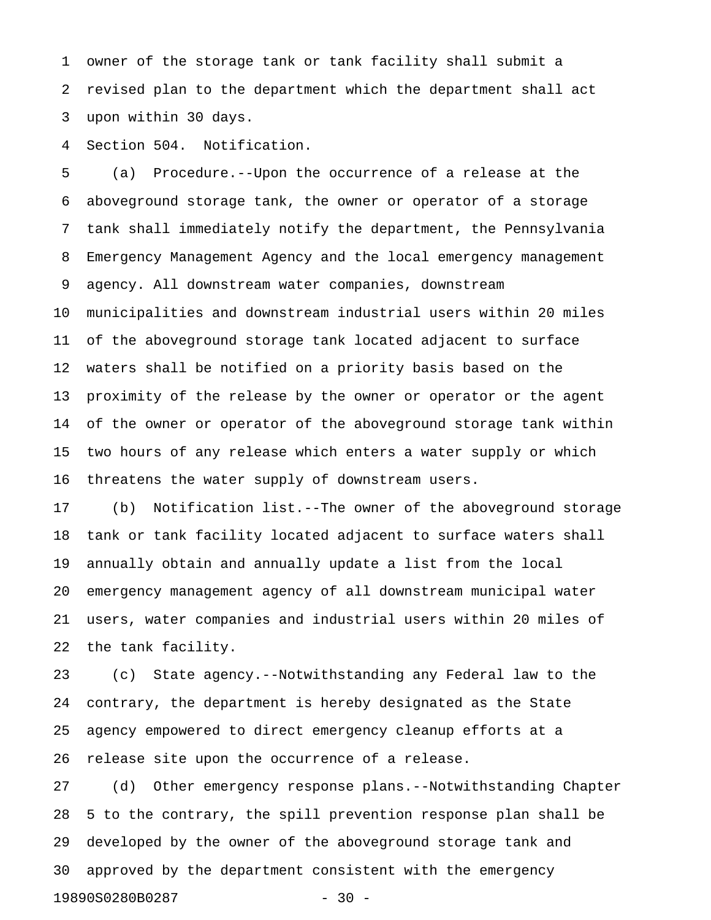owner of the storage tank or tank facility shall submit a revised plan to the department which the department shall act upon within 30 days.

Section 504. Notification.

(a) Procedure.--Upon the occurrence of a release at the aboveground storage tank, the owner or operator of a storage tank shall immediately notify the department, the Pennsylvania Emergency Management Agency and the local emergency management agency. All downstream water companies, downstream municipalities and downstream industrial users within 20 miles of the aboveground storage tank located adjacent to surface waters shall be notified on a priority basis based on the proximity of the release by the owner or operator or the agent of the owner or operator of the aboveground storage tank within two hours of any release which enters a water supply or which threatens the water supply of downstream users.

(b) Notification list.--The owner of the aboveground storage tank or tank facility located adjacent to surface waters shall annually obtain and annually update a list from the local emergency management agency of all downstream municipal water users, water companies and industrial users within 20 miles of the tank facility.

(c) State agency.--Notwithstanding any Federal law to the contrary, the department is hereby designated as the State agency empowered to direct emergency cleanup efforts at a release site upon the occurrence of a release.

(d) Other emergency response plans.--Notwithstanding Chapter 5 to the contrary, the spill prevention response plan shall be developed by the owner of the aboveground storage tank and approved by the department consistent with the emergency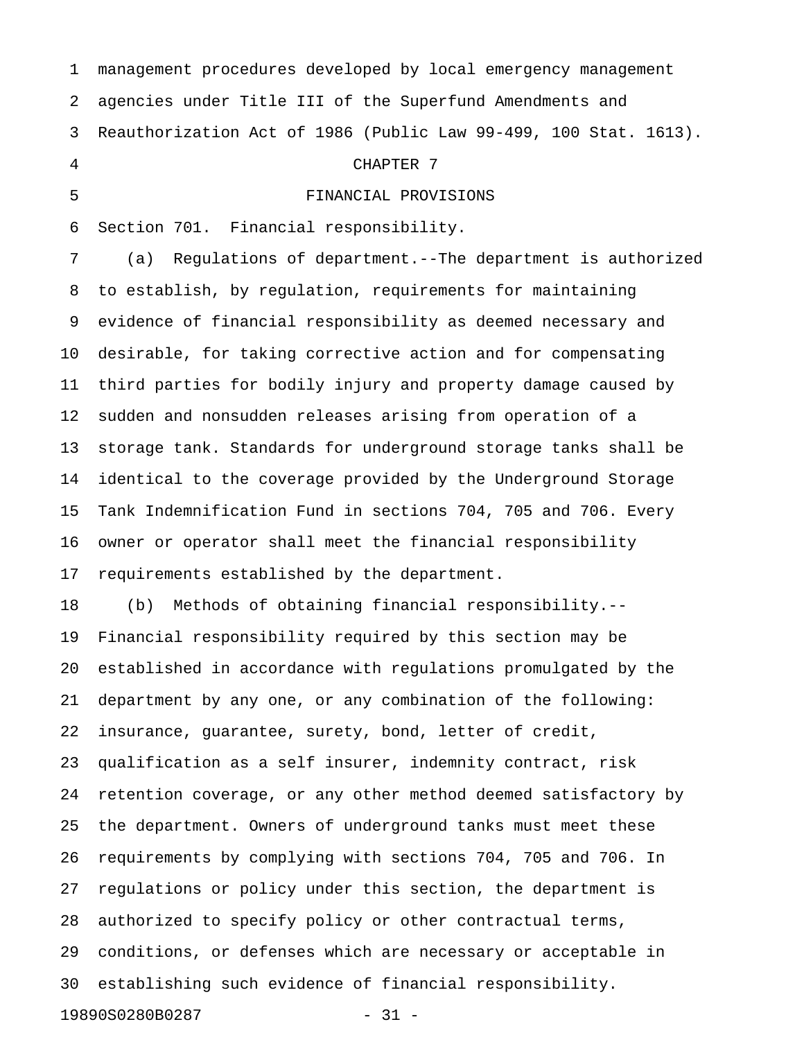management procedures developed by local emergency management agencies under Title III of the Superfund Amendments and Reauthorization Act of 1986 (Public Law 99-499, 100 Stat. 1613).

## CHAPTER 7

## FINANCIAL PROVISIONS

Section 701. Financial responsibility.

(a) Regulations of department.--The department is authorized to establish, by regulation, requirements for maintaining evidence of financial responsibility as deemed necessary and desirable, for taking corrective action and for compensating third parties for bodily injury and property damage caused by sudden and nonsudden releases arising from operation of a storage tank. Standards for underground storage tanks shall be identical to the coverage provided by the Underground Storage Tank Indemnification Fund in sections 704, 705 and 706. Every owner or operator shall meet the financial responsibility requirements established by the department.

(b) Methods of obtaining financial responsibility.--Financial responsibility required by this section may be established in accordance with regulations promulgated by the department by any one, or any combination of the following: insurance, guarantee, surety, bond, letter of credit, qualification as a self insurer, indemnity contract, risk retention coverage, or any other method deemed satisfactory by the department. Owners of underground tanks must meet these requirements by complying with sections 704, 705 and 706. In regulations or policy under this section, the department is authorized to specify policy or other contractual terms, conditions, or defenses which are necessary or acceptable in establishing such evidence of financial responsibility.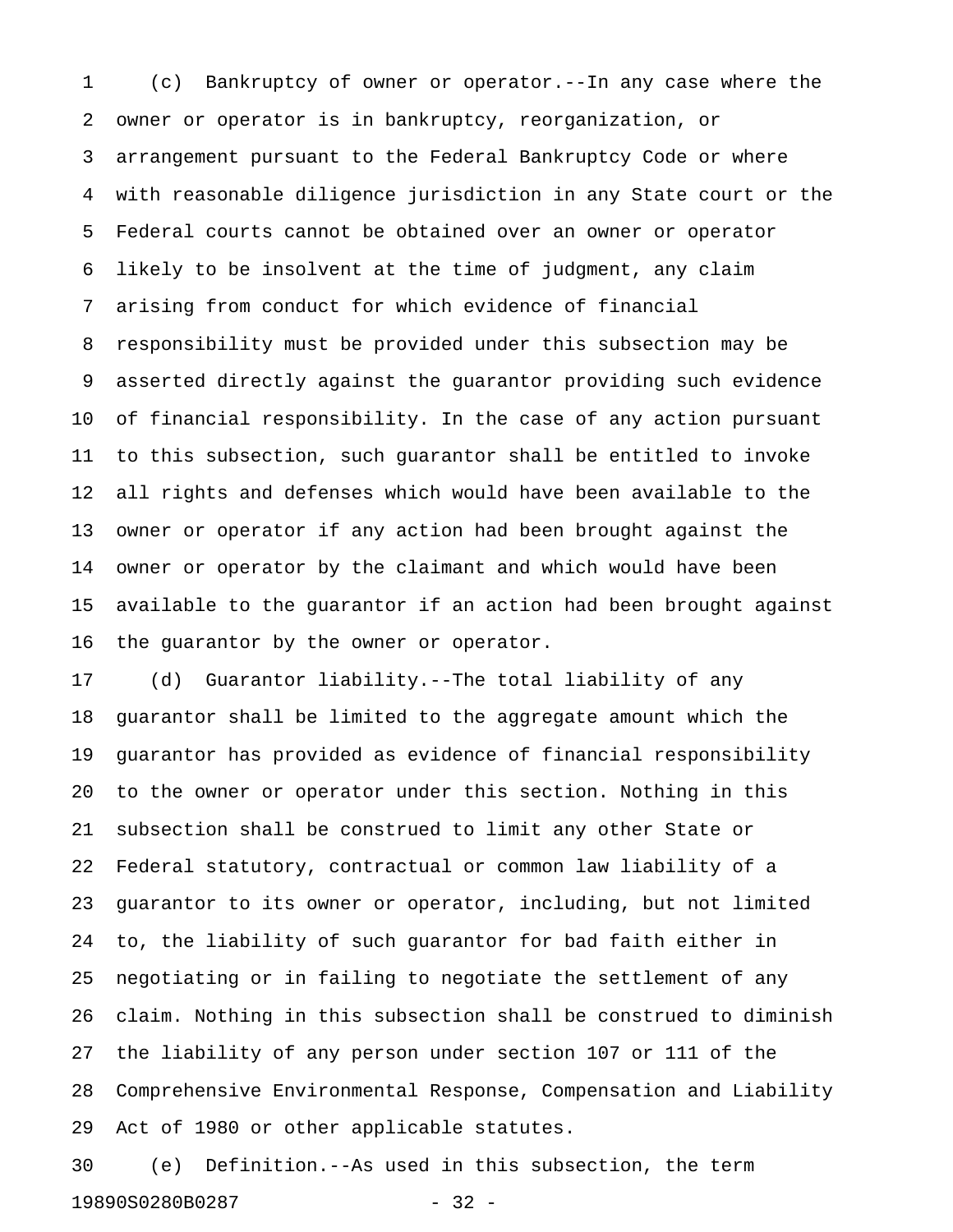(c) Bankruptcy of owner or operator.--In any case where the owner or operator is in bankruptcy, reorganization, or arrangement pursuant to the Federal Bankruptcy Code or where with reasonable diligence jurisdiction in any State court or the Federal courts cannot be obtained over an owner or operator likely to be insolvent at the time of judgment, any claim arising from conduct for which evidence of financial responsibility must be provided under this subsection may be asserted directly against the guarantor providing such evidence of financial responsibility. In the case of any action pursuant to this subsection, such guarantor shall be entitled to invoke all rights and defenses which would have been available to the owner or operator if any action had been brought against the owner or operator by the claimant and which would have been available to the guarantor if an action had been brought against the guarantor by the owner or operator.

(d) Guarantor liability.--The total liability of any guarantor shall be limited to the aggregate amount which the guarantor has provided as evidence of financial responsibility to the owner or operator under this section. Nothing in this subsection shall be construed to limit any other State or Federal statutory, contractual or common law liability of a guarantor to its owner or operator, including, but not limited to, the liability of such guarantor for bad faith either in negotiating or in failing to negotiate the settlement of any claim. Nothing in this subsection shall be construed to diminish the liability of any person under section 107 or 111 of the Comprehensive Environmental Response, Compensation and Liability Act of 1980 or other applicable statutes.

(e) Definition.--As used in this subsection, the term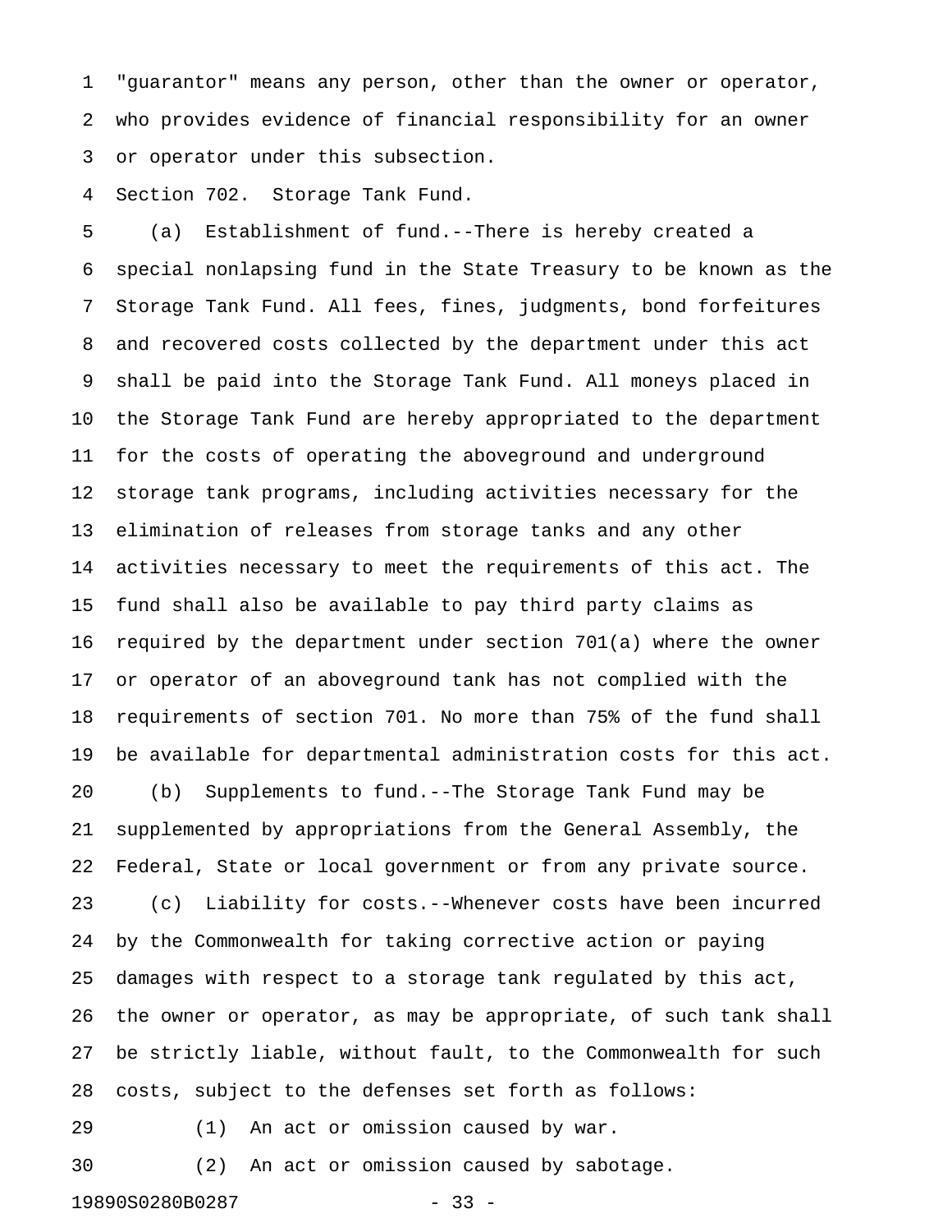"guarantor" means any person, other than the owner or operator, who provides evidence of financial responsibility for an owner or operator under this subsection.

Section 702. Storage Tank Fund.

(a) Establishment of fund.--There is hereby created a special nonlapsing fund in the State Treasury to be known as the Storage Tank Fund. All fees, fines, judgments, bond forfeitures and recovered costs collected by the department under this act shall be paid into the Storage Tank Fund. All moneys placed in the Storage Tank Fund are hereby appropriated to the department for the costs of operating the aboveground and underground storage tank programs, including activities necessary for the elimination of releases from storage tanks and any other activities necessary to meet the requirements of this act. The fund shall also be available to pay third party claims as required by the department under section 701(a) where the owner or operator of an aboveground tank has not complied with the requirements of section 701. No more than 75% of the fund shall be available for departmental administration costs for this act.

(b) Supplements to fund.--The Storage Tank Fund may be supplemented by appropriations from the General Assembly, the Federal, State or local government or from any private source.

(c) Liability for costs.--Whenever costs have been incurred by the Commonwealth for taking corrective action or paying damages with respect to a storage tank regulated by this act, the owner or operator, as may be appropriate, of such tank shall be strictly liable, without fault, to the Commonwealth for such costs, subject to the defenses set forth as follows:

(1) An act or omission caused by war.

(2) An act or omission caused by sabotage.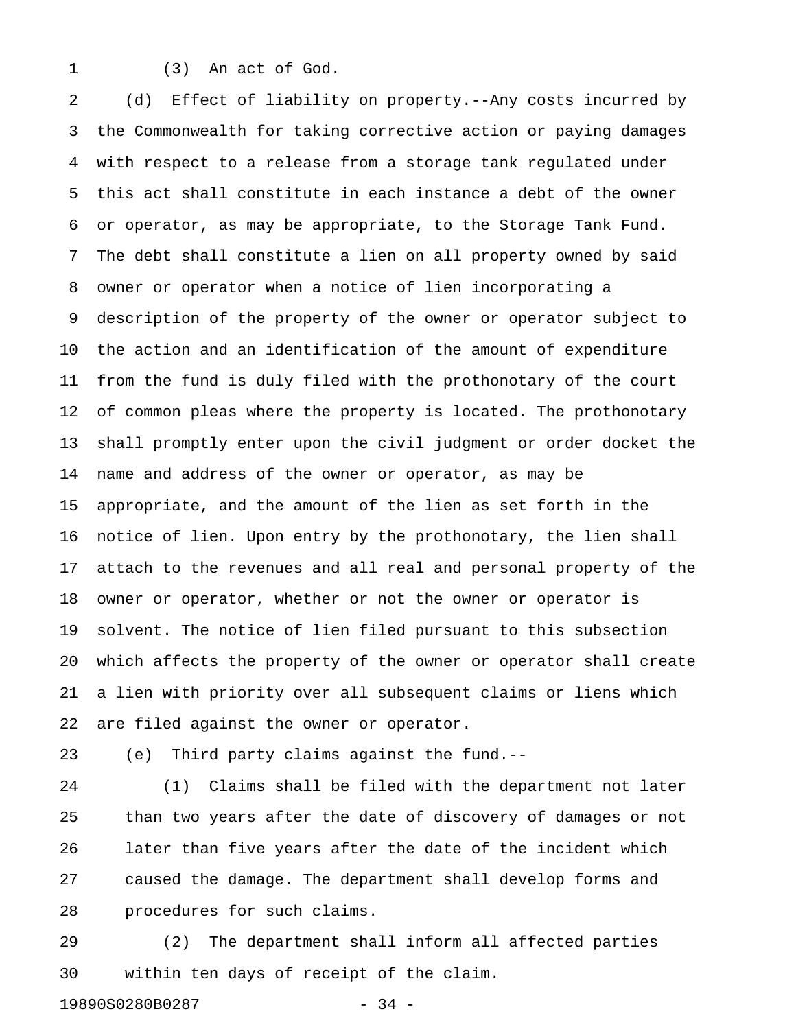(3) An act of God.

(d) Effect of liability on property.--Any costs incurred by the Commonwealth for taking corrective action or paying damages with respect to a release from a storage tank regulated under this act shall constitute in each instance a debt of the owner or operator, as may be appropriate, to the Storage Tank Fund. The debt shall constitute a lien on all property owned by said owner or operator when a notice of lien incorporating a description of the property of the owner or operator subject to the action and an identification of the amount of expenditure from the fund is duly filed with the prothonotary of the court of common pleas where the property is located. The prothonotary shall promptly enter upon the civil judgment or order docket the name and address of the owner or operator, as may be appropriate, and the amount of the lien as set forth in the notice of lien. Upon entry by the prothonotary, the lien shall attach to the revenues and all real and personal property of the owner or operator, whether or not the owner or operator is solvent. The notice of lien filed pursuant to this subsection which affects the property of the owner or operator shall create a lien with priority over all subsequent claims or liens which are filed against the owner or operator.

(e) Third party claims against the fund.--

(1) Claims shall be filed with the department not later than two years after the date of discovery of damages or not later than five years after the date of the incident which caused the damage. The department shall develop forms and procedures for such claims.

(2) The department shall inform all affected parties within ten days of receipt of the claim.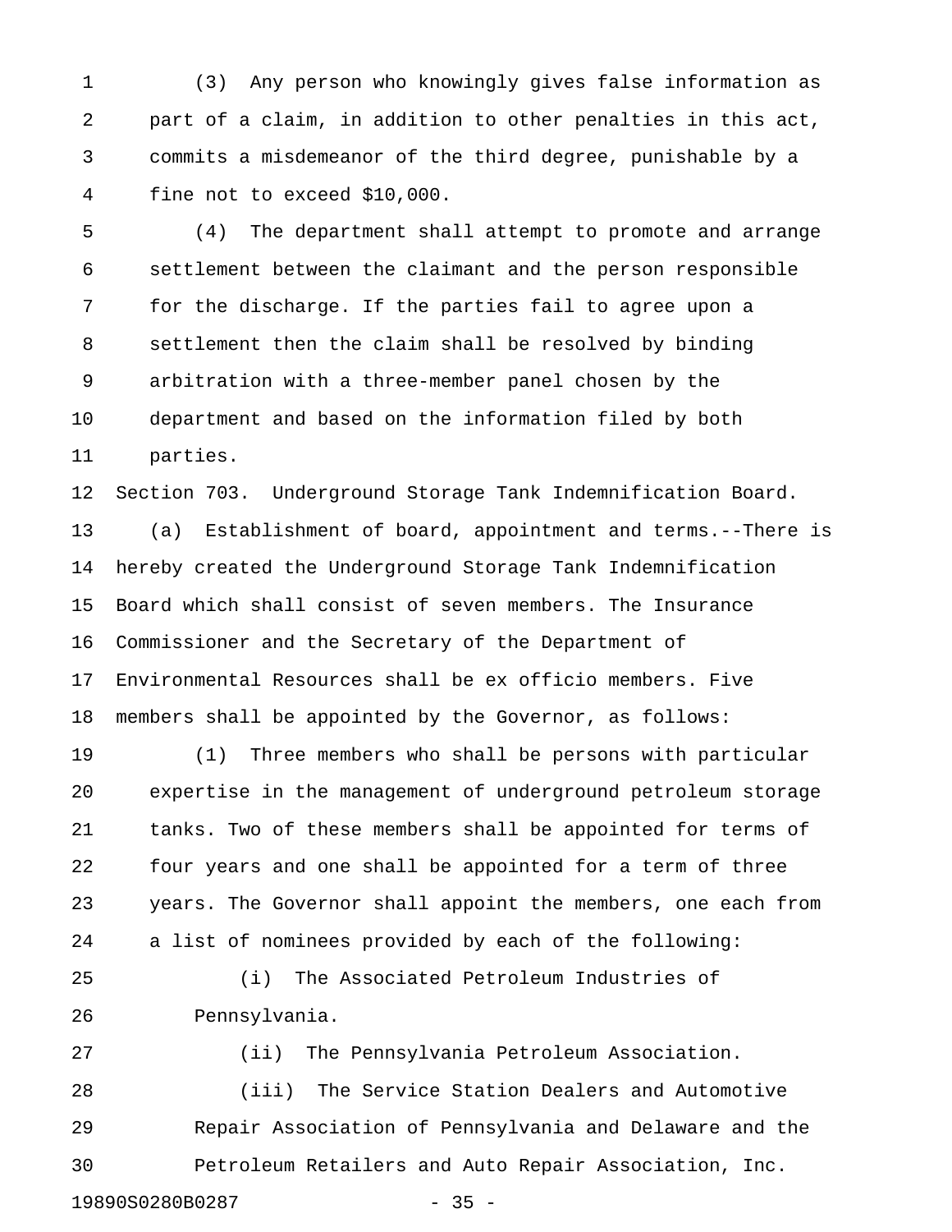(3) Any person who knowingly gives false information as part of a claim, in addition to other penalties in this act, commits a misdemeanor of the third degree, punishable by a fine not to exceed $10,000.

(4) The department shall attempt to promote and arrange settlement between the claimant and the person responsible for the discharge. If the parties fail to agree upon a settlement then the claim shall be resolved by binding arbitration with a three-member panel chosen by the department and based on the information filed by both parties.

Section 703. Underground Storage Tank Indemnification Board.

(a) Establishment of board, appointment and terms.--There is hereby created the Underground Storage Tank Indemnification Board which shall consist of seven members. The Insurance Commissioner and the Secretary of the Department of Environmental Resources shall be ex officio members. Five members shall be appointed by the Governor, as follows:

(1) Three members who shall be persons with particular expertise in the management of underground petroleum storage tanks. Two of these members shall be appointed for terms of four years and one shall be appointed for a term of three years. The Governor shall appoint the members, one each from a list of nominees provided by each of the following:

(i) The Associated Petroleum Industries of Pennsylvania.

(ii) The Pennsylvania Petroleum Association.

(iii) The Service Station Dealers and Automotive Repair Association of Pennsylvania and Delaware and the Petroleum Retailers and Auto Repair Association, Inc.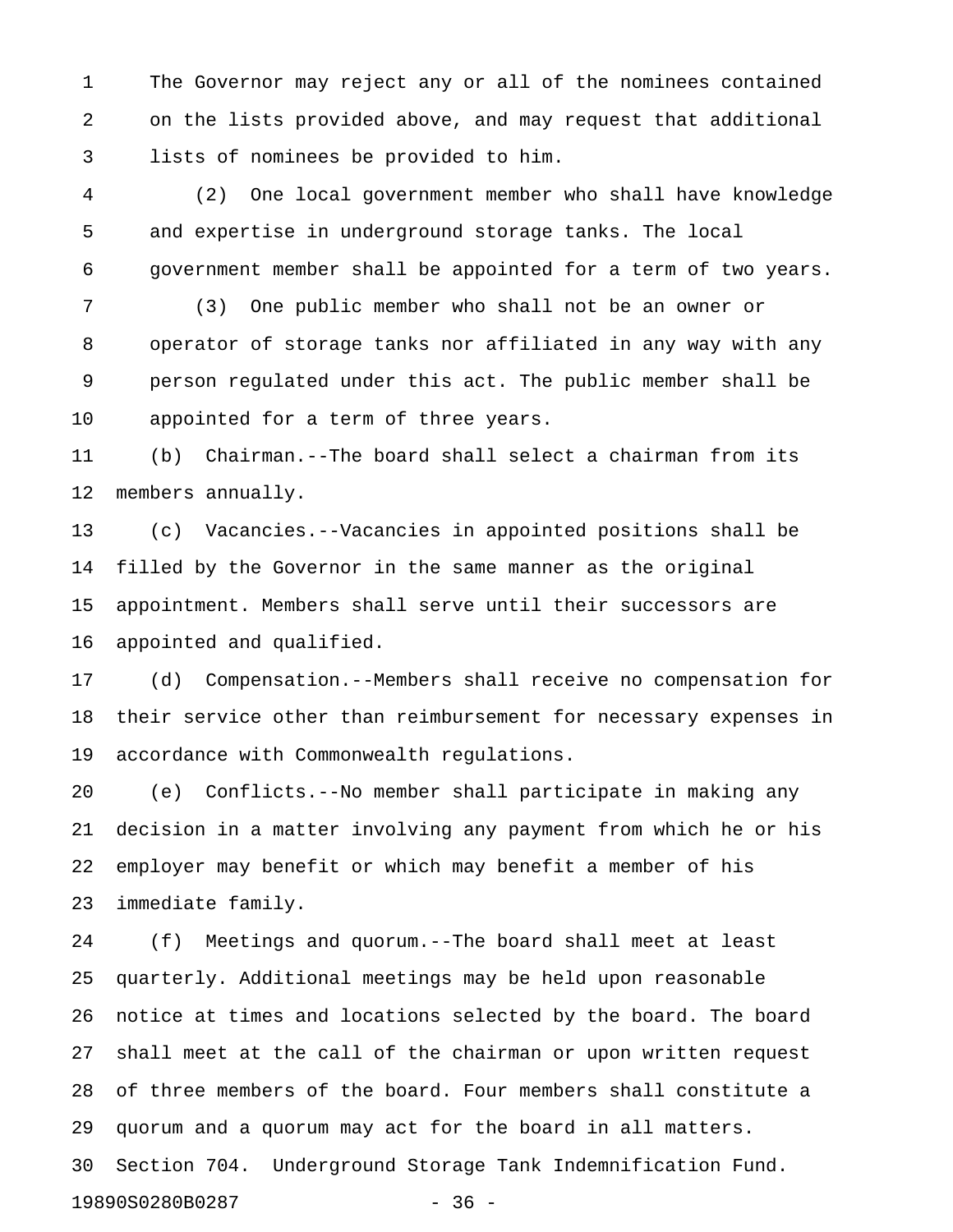The Governor may reject any or all of the nominees contained on the lists provided above, and may request that additional lists of nominees be provided to him.

(2) One local government member who shall have knowledge and expertise in underground storage tanks. The local government member shall be appointed for a term of two years.

(3) One public member who shall not be an owner or operator of storage tanks nor affiliated in any way with any person regulated under this act. The public member shall be appointed for a term of three years.

(b) Chairman.--The board shall select a chairman from its members annually.

(c) Vacancies.--Vacancies in appointed positions shall be filled by the Governor in the same manner as the original appointment. Members shall serve until their successors are appointed and qualified.

(d) Compensation.--Members shall receive no compensation for their service other than reimbursement for necessary expenses in accordance with Commonwealth regulations.

(e) Conflicts.--No member shall participate in making any decision in a matter involving any payment from which he or his employer may benefit or which may benefit a member of his immediate family.

(f) Meetings and quorum.--The board shall meet at least quarterly. Additional meetings may be held upon reasonable notice at times and locations selected by the board. The board shall meet at the call of the chairman or upon written request of three members of the board. Four members shall constitute a quorum and a quorum may act for the board in all matters.

Section 704. Underground Storage Tank Indemnification Fund.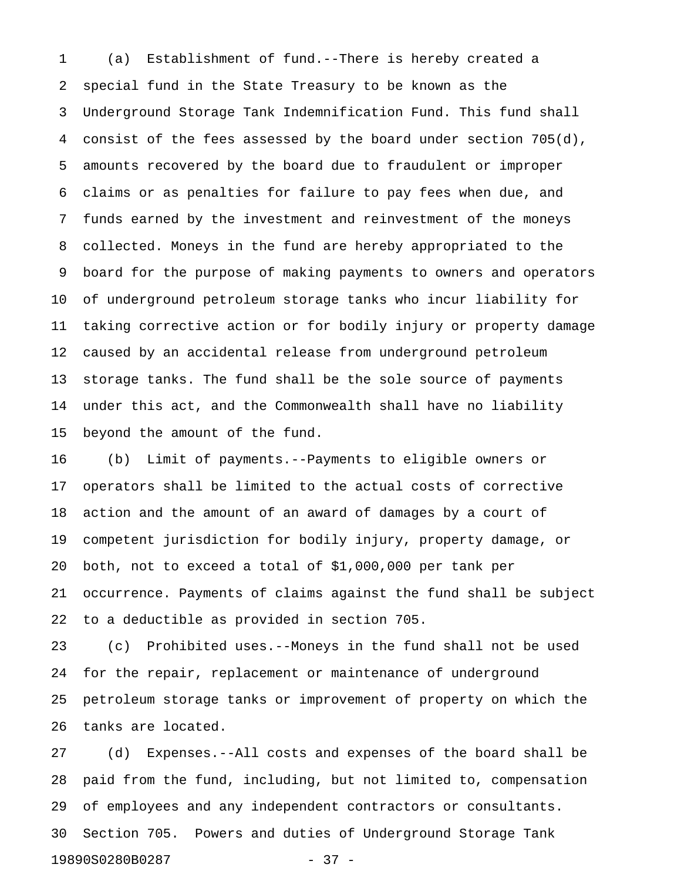(a) Establishment of fund.--There is hereby created a special fund in the State Treasury to be known as the Underground Storage Tank Indemnification Fund. This fund shall consist of the fees assessed by the board under section 705(d), amounts recovered by the board due to fraudulent or improper claims or as penalties for failure to pay fees when due, and funds earned by the investment and reinvestment of the moneys collected. Moneys in the fund are hereby appropriated to the board for the purpose of making payments to owners and operators of underground petroleum storage tanks who incur liability for taking corrective action or for bodily injury or property damage caused by an accidental release from underground petroleum storage tanks. The fund shall be the sole source of payments under this act, and the Commonwealth shall have no liability beyond the amount of the fund.

(b) Limit of payments.--Payments to eligible owners or operators shall be limited to the actual costs of corrective action and the amount of an award of damages by a court of competent jurisdiction for bodily injury, property damage, or both, not to exceed a total of $1,000,000 per tank per occurrence. Payments of claims against the fund shall be subject to a deductible as provided in section 705.

(c) Prohibited uses.--Moneys in the fund shall not be used for the repair, replacement or maintenance of underground petroleum storage tanks or improvement of property on which the tanks are located.

(d) Expenses.--All costs and expenses of the board shall be paid from the fund, including, but not limited to, compensation of employees and any independent contractors or consultants.

Section 705. Powers and duties of Underground Storage Tank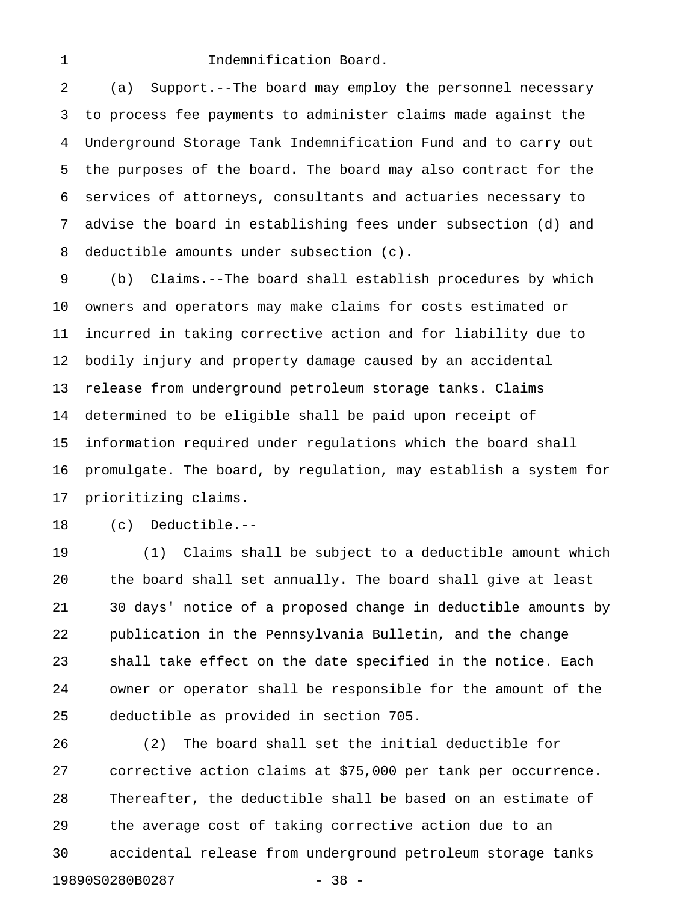Indemnification Board.

(a) Support.--The board may employ the personnel necessary to process fee payments to administer claims made against the Underground Storage Tank Indemnification Fund and to carry out the purposes of the board. The board may also contract for the services of attorneys, consultants and actuaries necessary to advise the board in establishing fees under subsection (d) and deductible amounts under subsection (c).

(b) Claims.--The board shall establish procedures by which owners and operators may make claims for costs estimated or incurred in taking corrective action and for liability due to bodily injury and property damage caused by an accidental release from underground petroleum storage tanks. Claims determined to be eligible shall be paid upon receipt of information required under regulations which the board shall promulgate. The board, by regulation, may establish a system for prioritizing claims.

(c) Deductible.--

(1) Claims shall be subject to a deductible amount which the board shall set annually. The board shall give at least 30 days' notice of a proposed change in deductible amounts by publication in the Pennsylvania Bulletin, and the change shall take effect on the date specified in the notice. Each owner or operator shall be responsible for the amount of the deductible as provided in section 705.

(2) The board shall set the initial deductible for corrective action claims at $75,000 per tank per occurrence. Thereafter, the deductible shall be based on an estimate of the average cost of taking corrective action due to an accidental release from underground petroleum storage tanks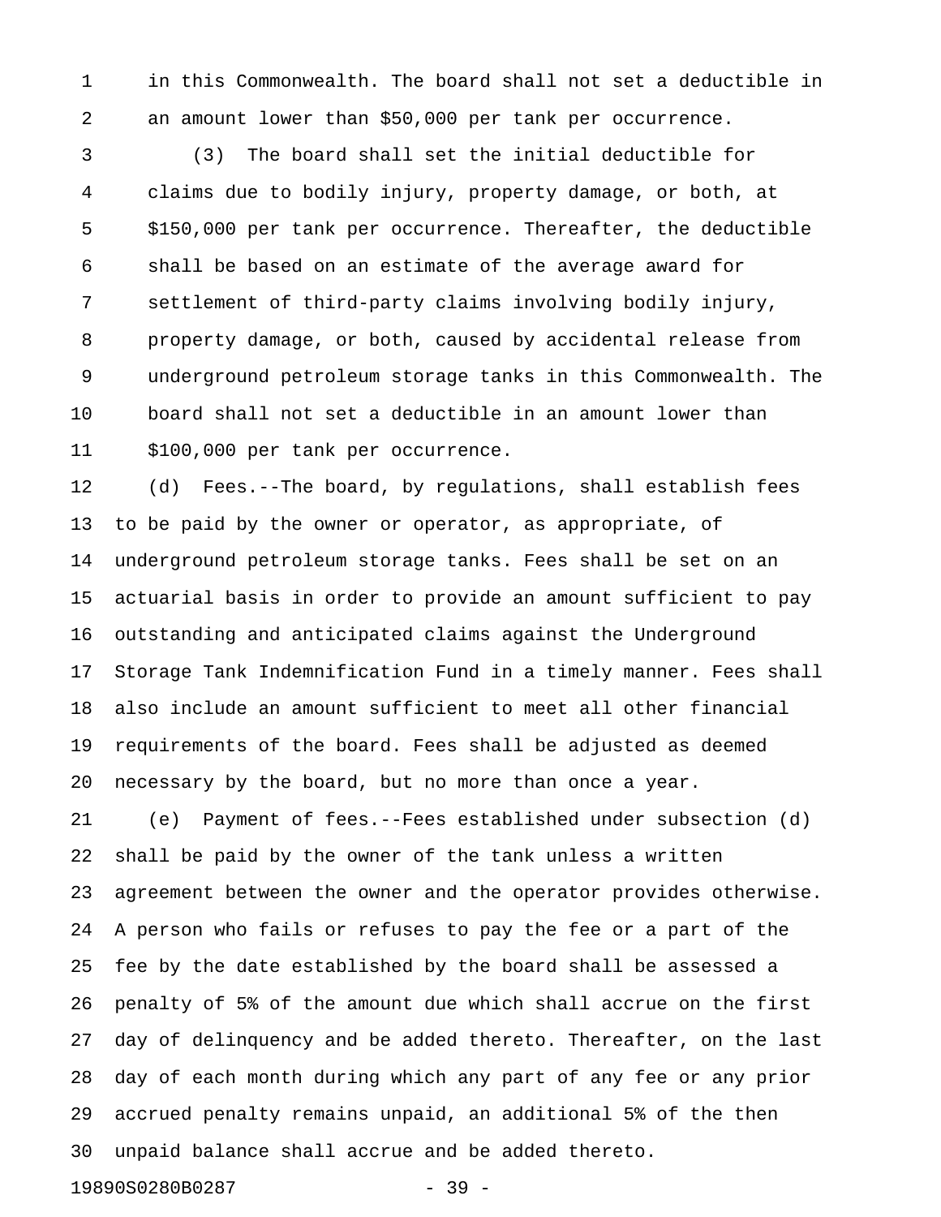in this Commonwealth. The board shall not set a deductible in an amount lower than $50,000 per tank per occurrence.

(3) The board shall set the initial deductible for claims due to bodily injury, property damage, or both, at $150,000 per tank per occurrence. Thereafter, the deductible shall be based on an estimate of the average award for settlement of third-party claims involving bodily injury, property damage, or both, caused by accidental release from underground petroleum storage tanks in this Commonwealth. The board shall not set a deductible in an amount lower than $100,000 per tank per occurrence.

(d) Fees.--The board, by regulations, shall establish fees to be paid by the owner or operator, as appropriate, of underground petroleum storage tanks. Fees shall be set on an actuarial basis in order to provide an amount sufficient to pay outstanding and anticipated claims against the Underground Storage Tank Indemnification Fund in a timely manner. Fees shall also include an amount sufficient to meet all other financial requirements of the board. Fees shall be adjusted as deemed necessary by the board, but no more than once a year.

(e) Payment of fees.--Fees established under subsection (d) shall be paid by the owner of the tank unless a written agreement between the owner and the operator provides otherwise. A person who fails or refuses to pay the fee or a part of the fee by the date established by the board shall be assessed a penalty of 5% of the amount due which shall accrue on the first day of delinquency and be added thereto. Thereafter, on the last day of each month during which any part of any fee or any prior accrued penalty remains unpaid, an additional 5% of the then unpaid balance shall accrue and be added thereto.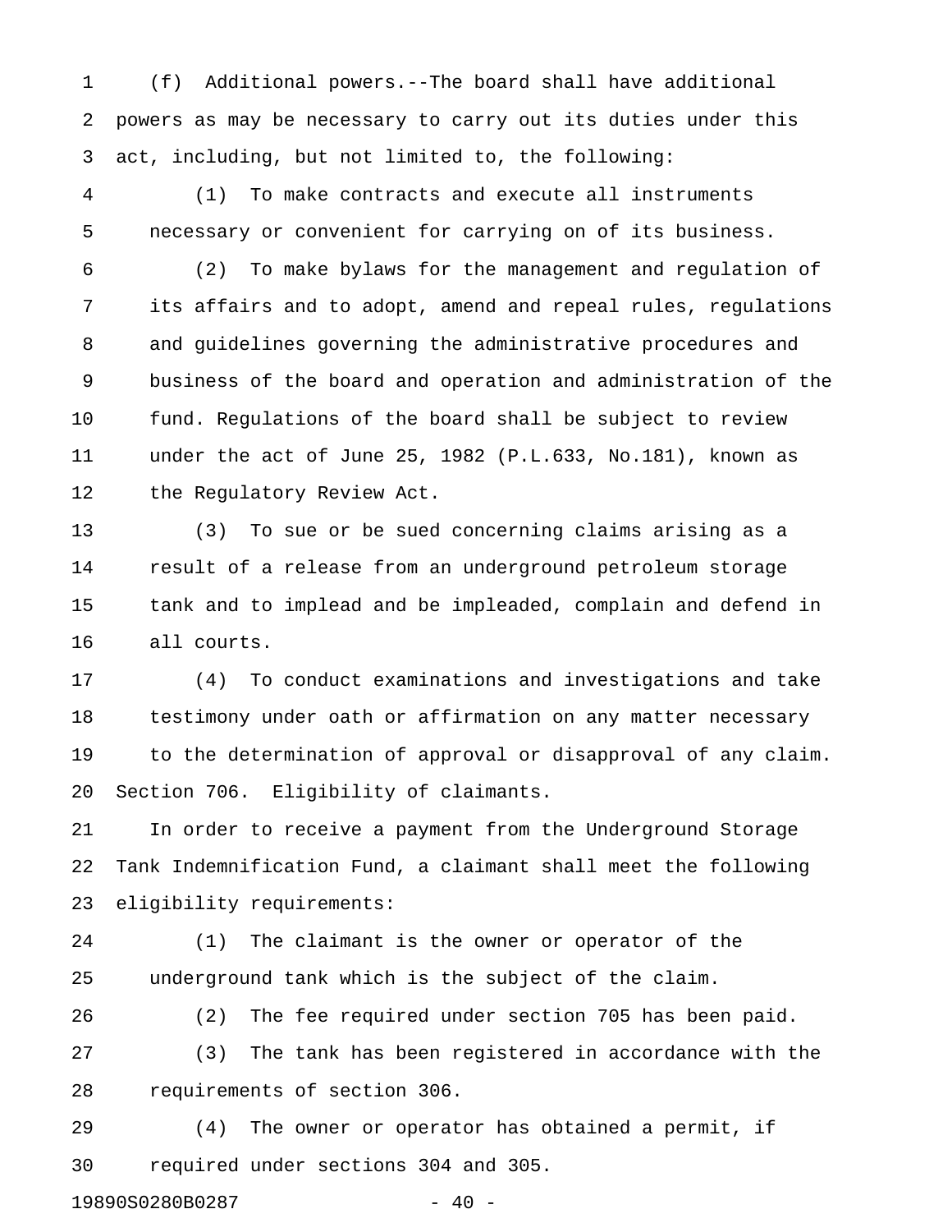(f) Additional powers.--The board shall have additional powers as may be necessary to carry out its duties under this act, including, but not limited to, the following:

(1) To make contracts and execute all instruments necessary or convenient for carrying on of its business.

(2) To make bylaws for the management and regulation of its affairs and to adopt, amend and repeal rules, regulations and guidelines governing the administrative procedures and business of the board and operation and administration of the fund. Regulations of the board shall be subject to review under the act of June 25, 1982 (P.L.633, No.181), known as the Regulatory Review Act.

(3) To sue or be sued concerning claims arising as a result of a release from an underground petroleum storage tank and to implead and be impleaded, complain and defend in all courts.

(4) To conduct examinations and investigations and take testimony under oath or affirmation on any matter necessary to the determination of approval or disapproval of any claim.

Section 706. Eligibility of claimants.

In order to receive a payment from the Underground Storage Tank Indemnification Fund, a claimant shall meet the following eligibility requirements:

(1) The claimant is the owner or operator of the underground tank which is the subject of the claim.

(2) The fee required under section 705 has been paid.

(3) The tank has been registered in accordance with the requirements of section 306.

(4) The owner or operator has obtained a permit, if required under sections 304 and 305.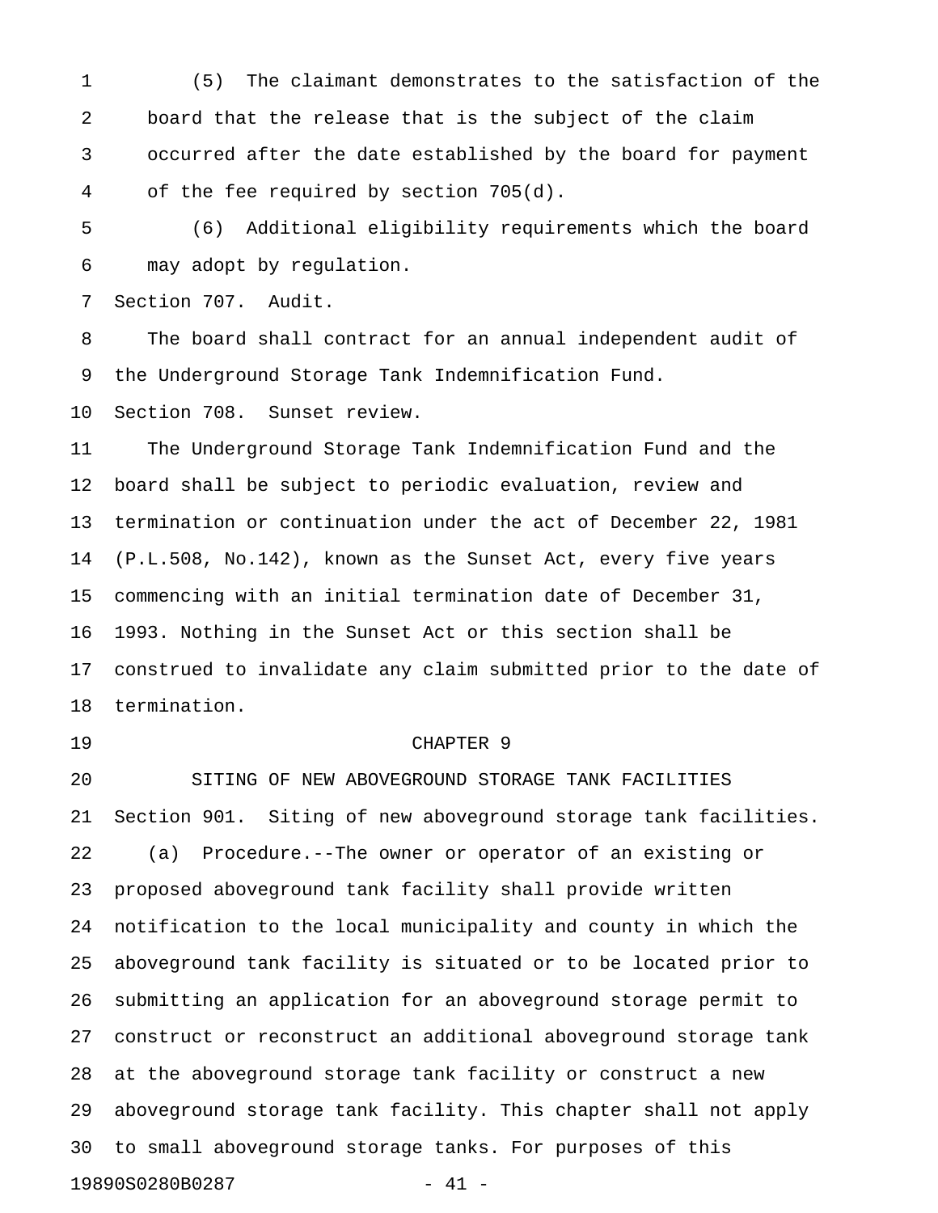(5) The claimant demonstrates to the satisfaction of the board that the release that is the subject of the claim occurred after the date established by the board for payment of the fee required by section 705(d).

(6) Additional eligibility requirements which the board may adopt by regulation.

Section 707. Audit.

The board shall contract for an annual independent audit of the Underground Storage Tank Indemnification Fund.

Section 708. Sunset review.

The Underground Storage Tank Indemnification Fund and the board shall be subject to periodic evaluation, review and termination or continuation under the act of December 22, 1981 (P.L.508, No.142), known as the Sunset Act, every five years commencing with an initial termination date of December 31, 1993. Nothing in the Sunset Act or this section shall be construed to invalidate any claim submitted prior to the date of termination.

CHAPTER 9

SITING OF NEW ABOVEGROUND STORAGE TANK FACILITIES

Section 901. Siting of new aboveground storage tank facilities.

(a) Procedure.--The owner or operator of an existing or proposed aboveground tank facility shall provide written notification to the local municipality and county in which the aboveground tank facility is situated or to be located prior to submitting an application for an aboveground storage permit to construct or reconstruct an additional aboveground storage tank at the aboveground storage tank facility or construct a new aboveground storage tank facility. This chapter shall not apply to small aboveground storage tanks. For purposes of this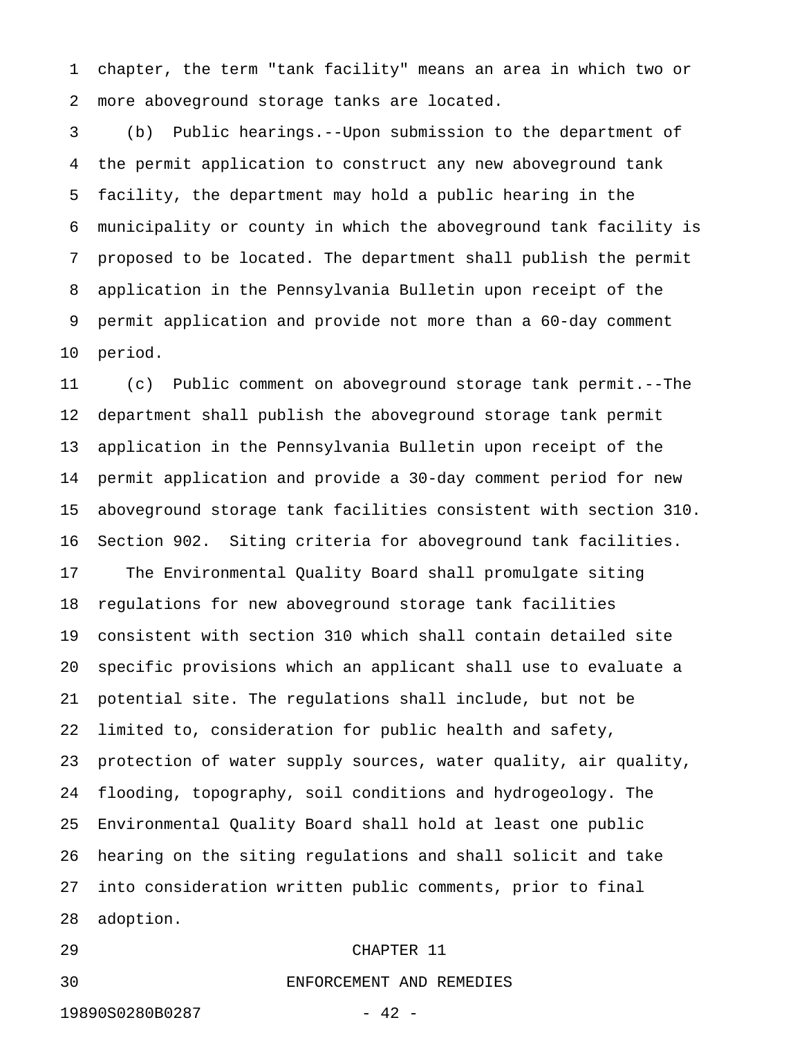chapter, the term "tank facility" means an area in which two or more aboveground storage tanks are located.

(b) Public hearings.--Upon submission to the department of the permit application to construct any new aboveground tank facility, the department may hold a public hearing in the municipality or county in which the aboveground tank facility is proposed to be located. The department shall publish the permit application in the Pennsylvania Bulletin upon receipt of the permit application and provide not more than a 60-day comment period.

(c) Public comment on aboveground storage tank permit.--The department shall publish the aboveground storage tank permit application in the Pennsylvania Bulletin upon receipt of the permit application and provide a 30-day comment period for new aboveground storage tank facilities consistent with section 310.

Section 902. Siting criteria for aboveground tank facilities.

The Environmental Quality Board shall promulgate siting regulations for new aboveground storage tank facilities consistent with section 310 which shall contain detailed site specific provisions which an applicant shall use to evaluate a potential site. The regulations shall include, but not be limited to, consideration for public health and safety, protection of water supply sources, water quality, air quality, flooding, topography, soil conditions and hydrogeology. The Environmental Quality Board shall hold at least one public hearing on the siting regulations and shall solicit and take into consideration written public comments, prior to final adoption.

## CHAPTER 11

## ENFORCEMENT AND REMEDIES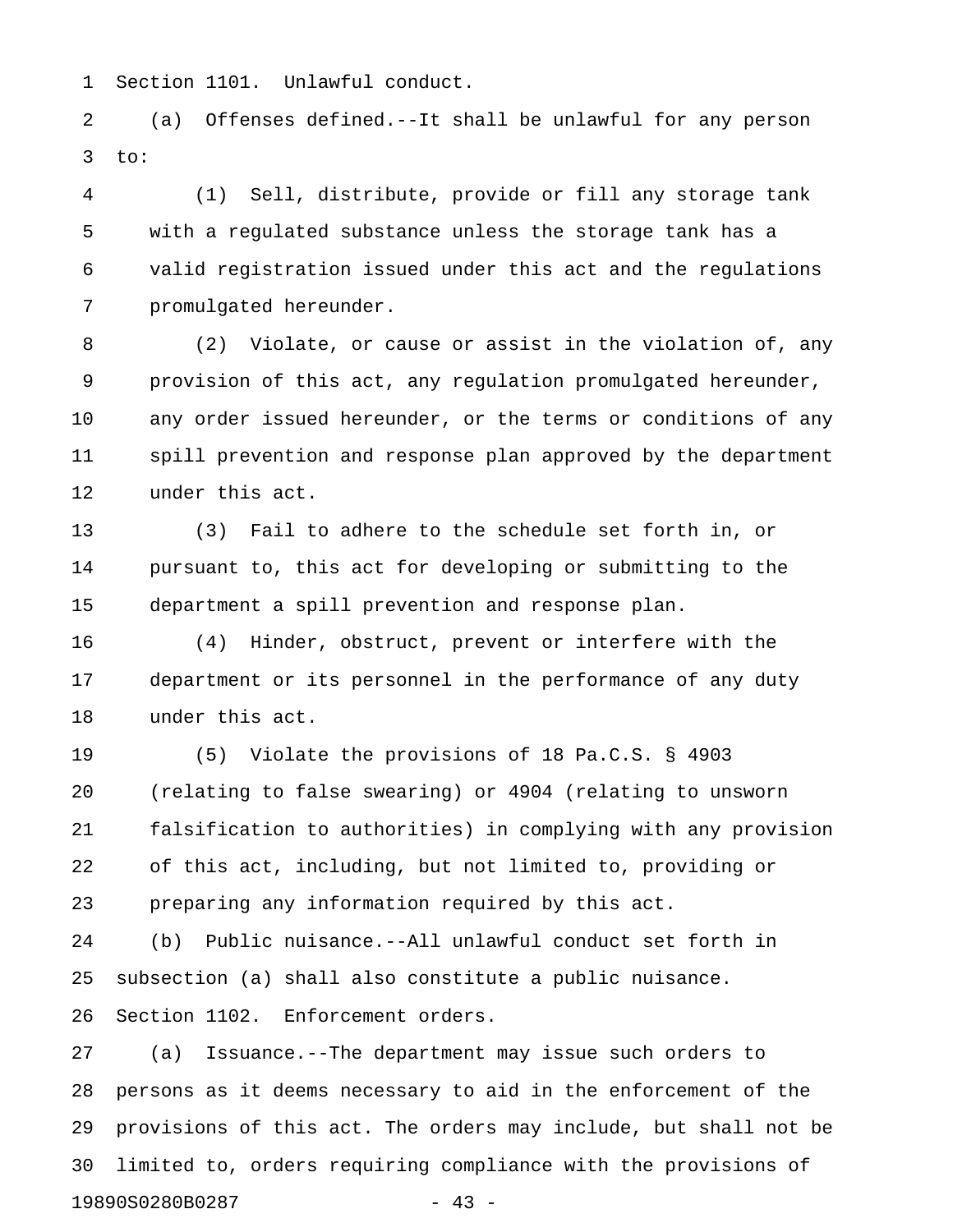Section 1101. Unlawful conduct.

(a) Offenses defined.--It shall be unlawful for any person to:

(1) Sell, distribute, provide or fill any storage tank with a regulated substance unless the storage tank has a valid registration issued under this act and the regulations promulgated hereunder.

(2) Violate, or cause or assist in the violation of, any provision of this act, any regulation promulgated hereunder, any order issued hereunder, or the terms or conditions of any spill prevention and response plan approved by the department under this act.

(3) Fail to adhere to the schedule set forth in, or pursuant to, this act for developing or submitting to the department a spill prevention and response plan.

(4) Hinder, obstruct, prevent or interfere with the department or its personnel in the performance of any duty under this act.

(5) Violate the provisions of 18 Pa.C.S. § 4903 (relating to false swearing) or 4904 (relating to unsworn falsification to authorities) in complying with any provision of this act, including, but not limited to, providing or preparing any information required by this act.

(b) Public nuisance.--All unlawful conduct set forth in subsection (a) shall also constitute a public nuisance.

Section 1102. Enforcement orders.

(a) Issuance.--The department may issue such orders to persons as it deems necessary to aid in the enforcement of the provisions of this act. The orders may include, but shall not be limited to, orders requiring compliance with the provisions of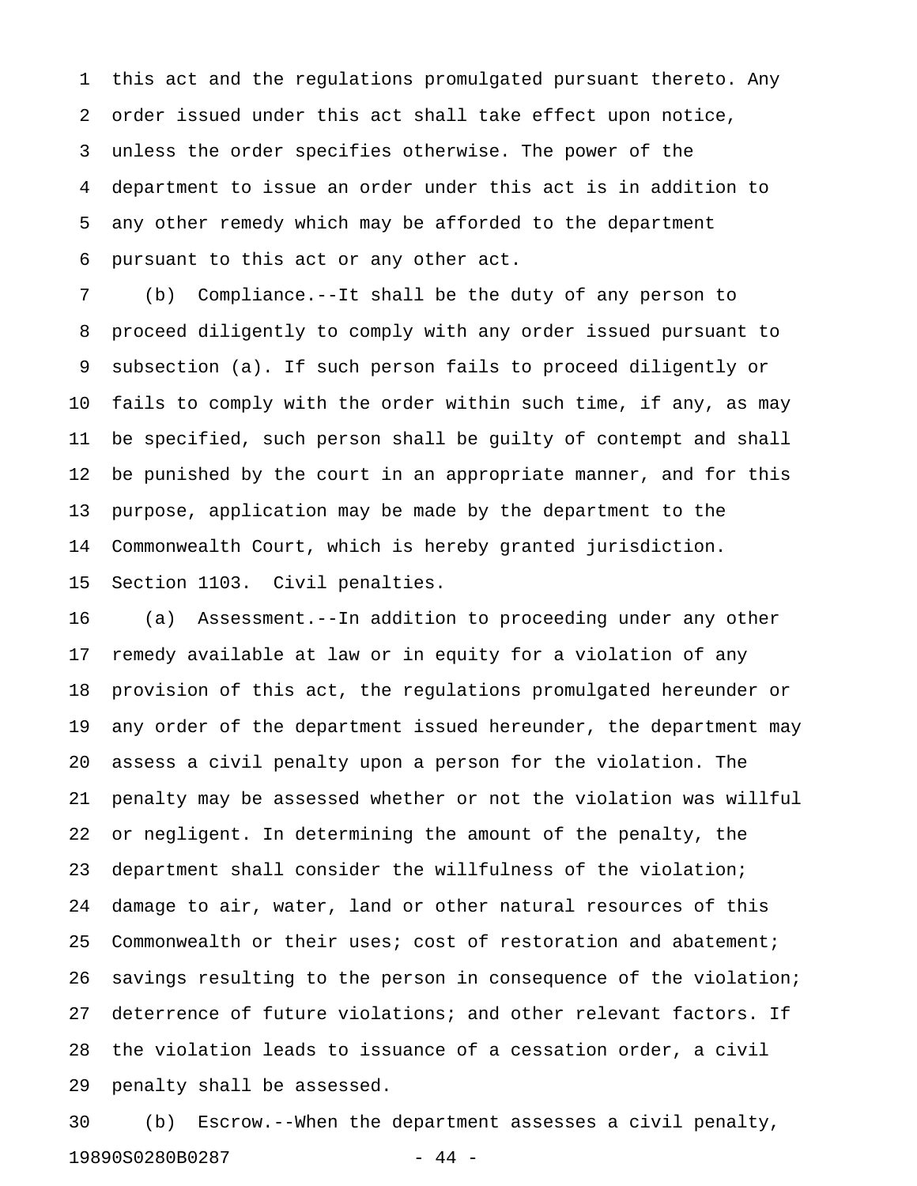this act and the regulations promulgated pursuant thereto. Any order issued under this act shall take effect upon notice, unless the order specifies otherwise. The power of the department to issue an order under this act is in addition to any other remedy which may be afforded to the department pursuant to this act or any other act.

(b) Compliance.--It shall be the duty of any person to proceed diligently to comply with any order issued pursuant to subsection (a). If such person fails to proceed diligently or fails to comply with the order within such time, if any, as may be specified, such person shall be guilty of contempt and shall be punished by the court in an appropriate manner, and for this purpose, application may be made by the department to the Commonwealth Court, which is hereby granted jurisdiction.

Section 1103. Civil penalties.

(a) Assessment.--In addition to proceeding under any other remedy available at law or in equity for a violation of any provision of this act, the regulations promulgated hereunder or any order of the department issued hereunder, the department may assess a civil penalty upon a person for the violation. The penalty may be assessed whether or not the violation was willful or negligent. In determining the amount of the penalty, the department shall consider the willfulness of the violation; damage to air, water, land or other natural resources of this Commonwealth or their uses; cost of restoration and abatement; savings resulting to the person in consequence of the violation; deterrence of future violations; and other relevant factors. If the violation leads to issuance of a cessation order, a civil penalty shall be assessed.

(b) Escrow.--When the department assesses a civil penalty,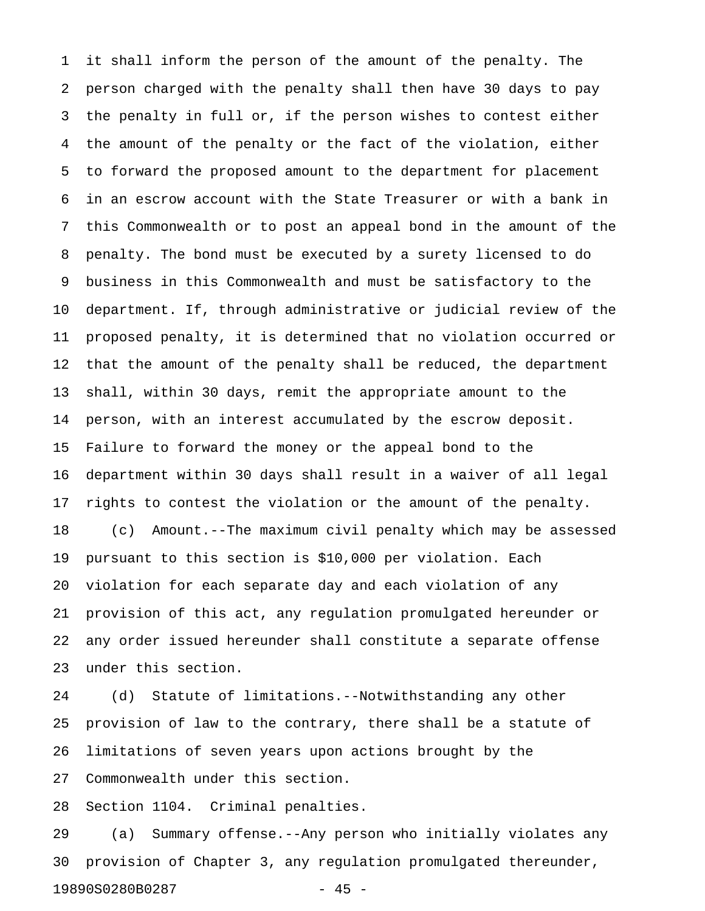it shall inform the person of the amount of the penalty. The person charged with the penalty shall then have 30 days to pay the penalty in full or, if the person wishes to contest either the amount of the penalty or the fact of the violation, either to forward the proposed amount to the department for placement in an escrow account with the State Treasurer or with a bank in this Commonwealth or to post an appeal bond in the amount of the penalty. The bond must be executed by a surety licensed to do business in this Commonwealth and must be satisfactory to the department. If, through administrative or judicial review of the proposed penalty, it is determined that no violation occurred or that the amount of the penalty shall be reduced, the department shall, within 30 days, remit the appropriate amount to the person, with an interest accumulated by the escrow deposit. Failure to forward the money or the appeal bond to the department within 30 days shall result in a waiver of all legal rights to contest the violation or the amount of the penalty.

(c) Amount.--The maximum civil penalty which may be assessed pursuant to this section is $10,000 per violation. Each violation for each separate day and each violation of any provision of this act, any regulation promulgated hereunder or any order issued hereunder shall constitute a separate offense under this section.

(d) Statute of limitations.--Notwithstanding any other provision of law to the contrary, there shall be a statute of limitations of seven years upon actions brought by the Commonwealth under this section.

Section 1104. Criminal penalties.

(a) Summary offense.--Any person who initially violates any provision of Chapter 3, any regulation promulgated thereunder,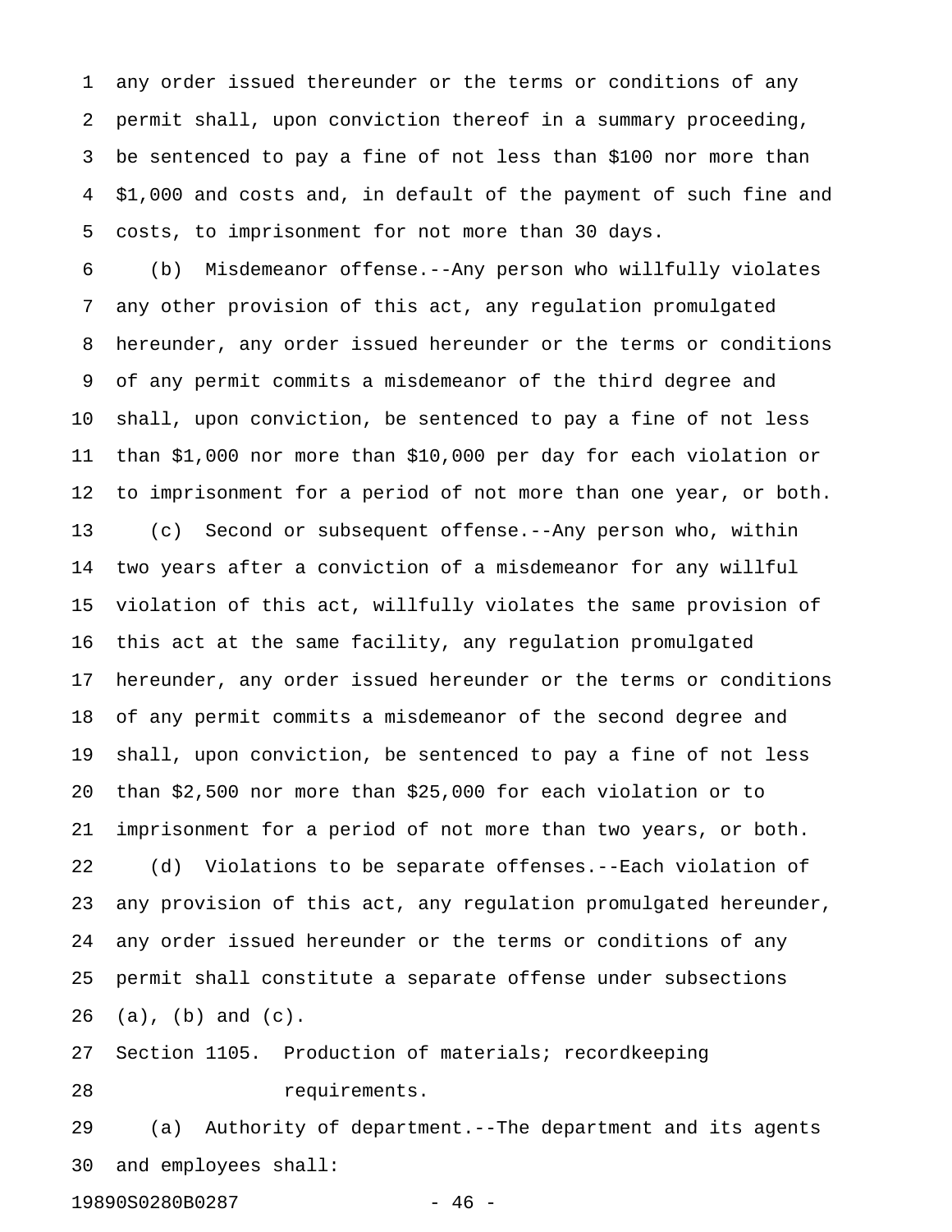any order issued thereunder or the terms or conditions of any permit shall, upon conviction thereof in a summary proceeding, be sentenced to pay a fine of not less than $100 nor more than $1,000 and costs and, in default of the payment of such fine and costs, to imprisonment for not more than 30 days.

(b) Misdemeanor offense.--Any person who willfully violates any other provision of this act, any regulation promulgated hereunder, any order issued hereunder or the terms or conditions of any permit commits a misdemeanor of the third degree and shall, upon conviction, be sentenced to pay a fine of not less than $1,000 nor more than $10,000 per day for each violation or to imprisonment for a period of not more than one year, or both.

(c) Second or subsequent offense.--Any person who, within two years after a conviction of a misdemeanor for any willful violation of this act, willfully violates the same provision of this act at the same facility, any regulation promulgated hereunder, any order issued hereunder or the terms or conditions of any permit commits a misdemeanor of the second degree and shall, upon conviction, be sentenced to pay a fine of not less than $2,500 nor more than $25,000 for each violation or to imprisonment for a period of not more than two years, or both.

(d) Violations to be separate offenses.--Each violation of any provision of this act, any regulation promulgated hereunder, any order issued hereunder or the terms or conditions of any permit shall constitute a separate offense under subsections (a), (b) and (c).

Section 1105. Production of materials; recordkeeping requirements.

(a) Authority of department.--The department and its agents and employees shall: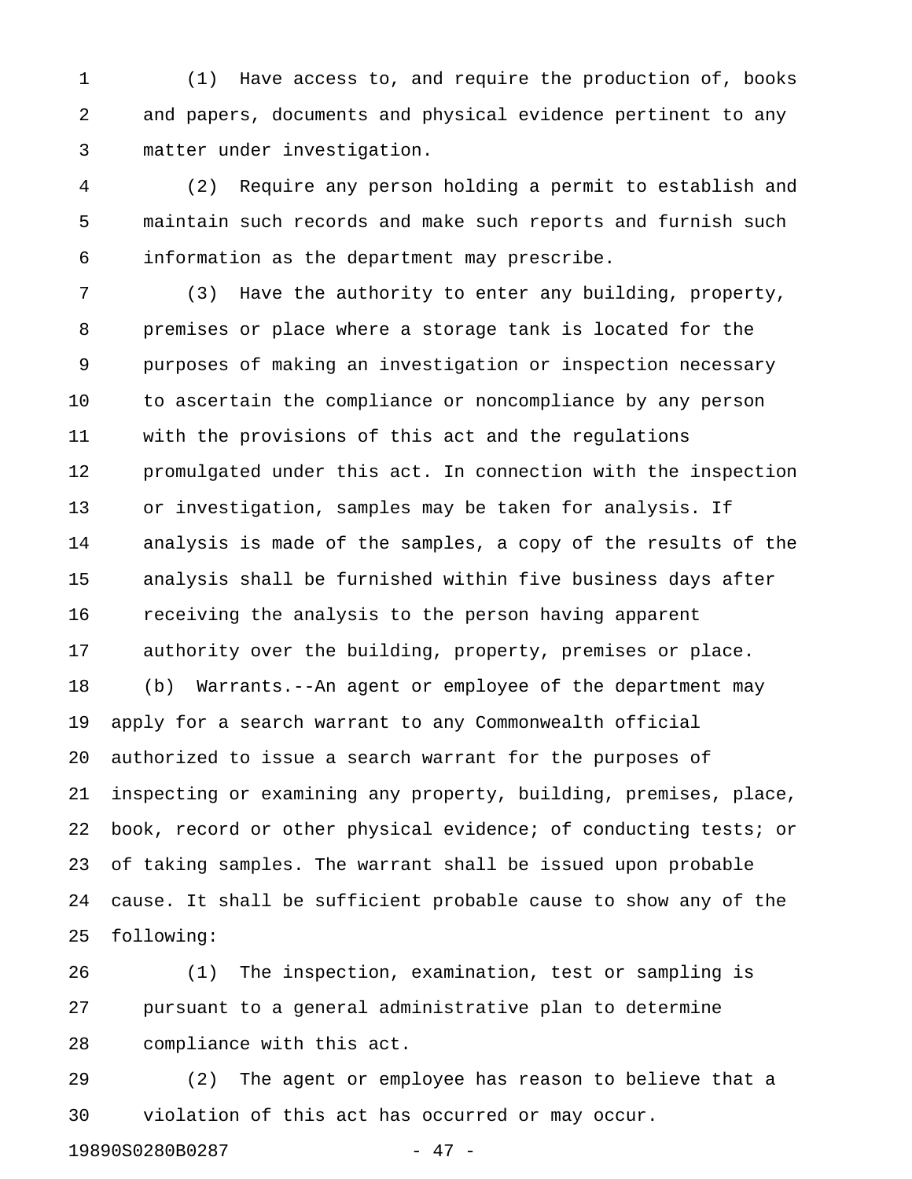(1) Have access to, and require the production of, books and papers, documents and physical evidence pertinent to any matter under investigation.

(2) Require any person holding a permit to establish and maintain such records and make such reports and furnish such information as the department may prescribe.

(3) Have the authority to enter any building, property, premises or place where a storage tank is located for the purposes of making an investigation or inspection necessary to ascertain the compliance or noncompliance by any person with the provisions of this act and the regulations promulgated under this act. In connection with the inspection or investigation, samples may be taken for analysis. If analysis is made of the samples, a copy of the results of the analysis shall be furnished within five business days after receiving the analysis to the person having apparent authority over the building, property, premises or place.

(b) Warrants.--An agent or employee of the department may apply for a search warrant to any Commonwealth official authorized to issue a search warrant for the purposes of inspecting or examining any property, building, premises, place, book, record or other physical evidence; of conducting tests; or of taking samples. The warrant shall be issued upon probable cause. It shall be sufficient probable cause to show any of the following:

(1) The inspection, examination, test or sampling is pursuant to a general administrative plan to determine compliance with this act.

(2) The agent or employee has reason to believe that a violation of this act has occurred or may occur.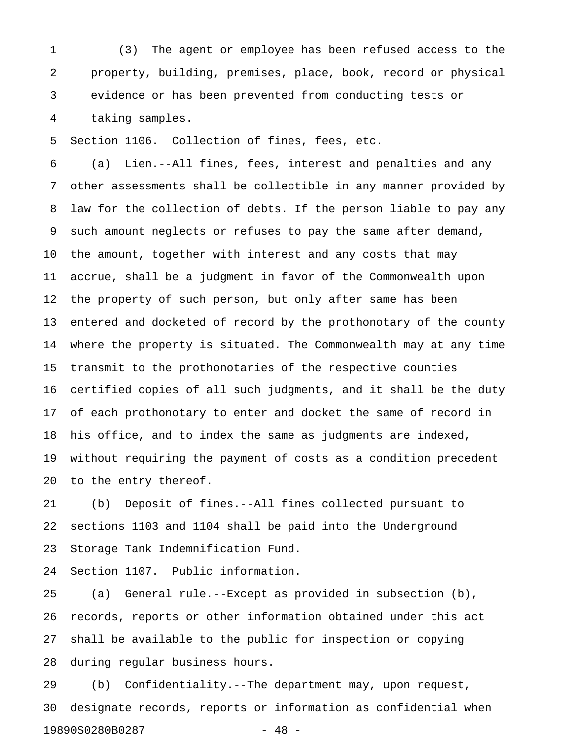(3) The agent or employee has been refused access to the property, building, premises, place, book, record or physical evidence or has been prevented from conducting tests or taking samples.

Section 1106. Collection of fines, fees, etc.

(a) Lien.--All fines, fees, interest and penalties and any other assessments shall be collectible in any manner provided by law for the collection of debts. If the person liable to pay any such amount neglects or refuses to pay the same after demand, the amount, together with interest and any costs that may accrue, shall be a judgment in favor of the Commonwealth upon the property of such person, but only after same has been entered and docketed of record by the prothonotary of the county where the property is situated. The Commonwealth may at any time transmit to the prothonotaries of the respective counties certified copies of all such judgments, and it shall be the duty of each prothonotary to enter and docket the same of record in his office, and to index the same as judgments are indexed, without requiring the payment of costs as a condition precedent to the entry thereof.

(b) Deposit of fines.--All fines collected pursuant to sections 1103 and 1104 shall be paid into the Underground Storage Tank Indemnification Fund.

Section 1107. Public information.

(a) General rule.--Except as provided in subsection (b), records, reports or other information obtained under this act shall be available to the public for inspection or copying during regular business hours.

(b) Confidentiality.--The department may, upon request, designate records, reports or information as confidential when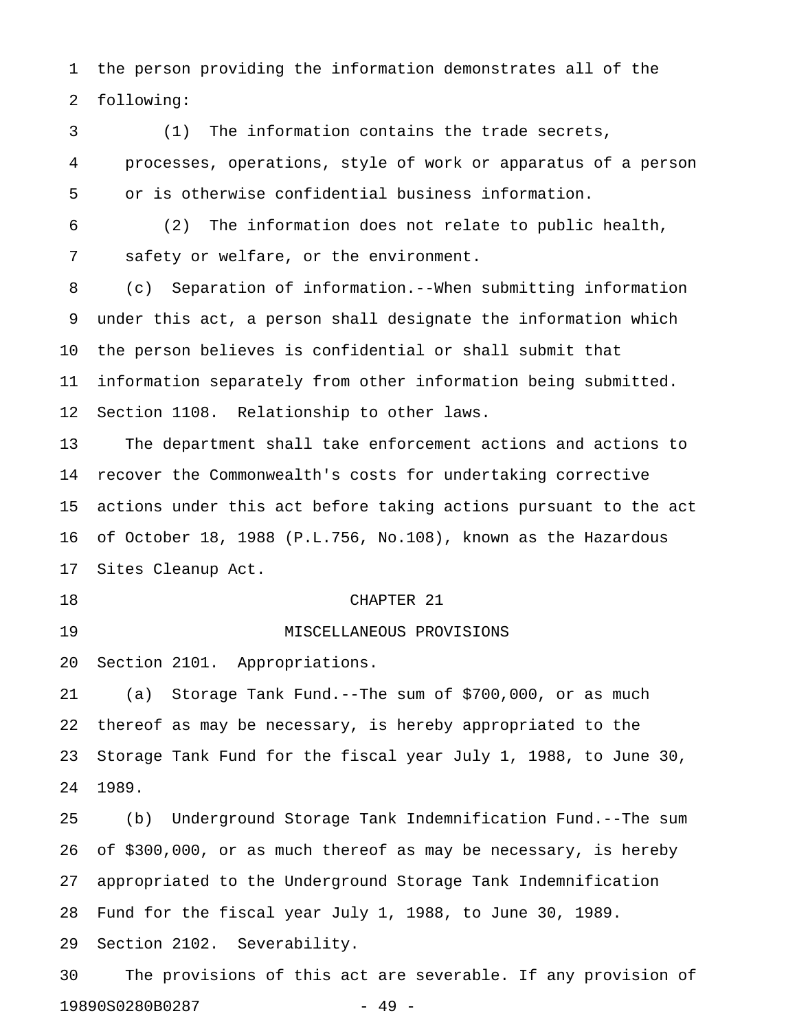the person providing the information demonstrates all of the following:

(1) The information contains the trade secrets, processes, operations, style of work or apparatus of a person or is otherwise confidential business information.

(2) The information does not relate to public health, safety or welfare, or the environment.

(c) Separation of information.--When submitting information under this act, a person shall designate the information which the person believes is confidential or shall submit that information separately from other information being submitted.

Section 1108. Relationship to other laws.

The department shall take enforcement actions and actions to recover the Commonwealth's costs for undertaking corrective actions under this act before taking actions pursuant to the act of October 18, 1988 (P.L.756, No.108), known as the Hazardous Sites Cleanup Act.

## CHAPTER 21

## MISCELLANEOUS PROVISIONS

Section 2101. Appropriations.

(a) Storage Tank Fund.--The sum of $700,000, or as much thereof as may be necessary, is hereby appropriated to the Storage Tank Fund for the fiscal year July 1, 1988, to June 30, 1989.

(b) Underground Storage Tank Indemnification Fund.--The sum of $300,000, or as much thereof as may be necessary, is hereby appropriated to the Underground Storage Tank Indemnification Fund for the fiscal year July 1, 1988, to June 30, 1989.

Section 2102. Severability.

The provisions of this act are severable. If any provision of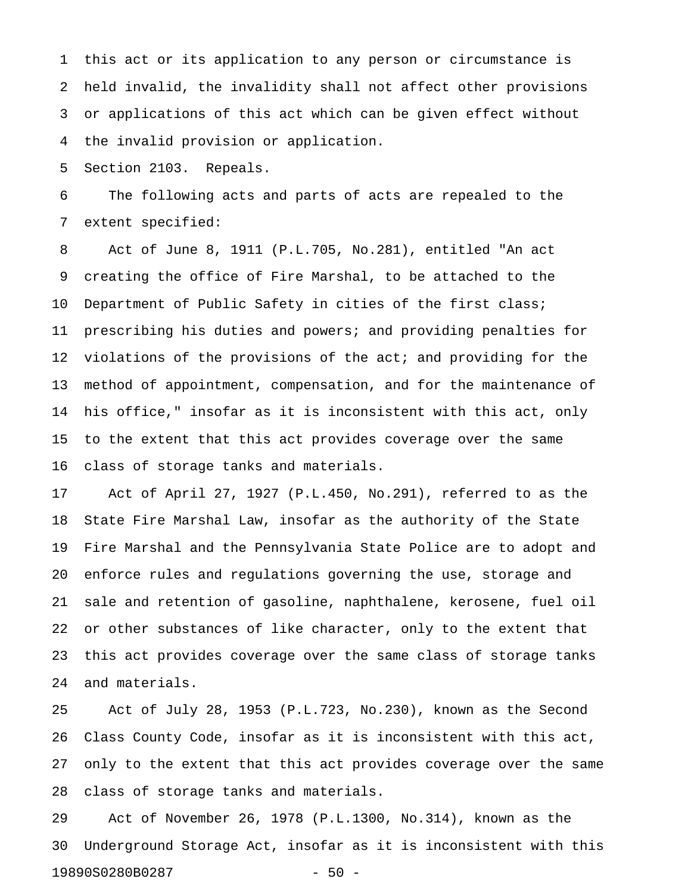this act or its application to any person or circumstance is held invalid, the invalidity shall not affect other provisions or applications of this act which can be given effect without the invalid provision or application.

Section 2103. Repeals.

The following acts and parts of acts are repealed to the extent specified:

Act of June 8, 1911 (P.L.705, No.281), entitled "An act creating the office of Fire Marshal, to be attached to the Department of Public Safety in cities of the first class; prescribing his duties and powers; and providing penalties for violations of the provisions of the act; and providing for the method of appointment, compensation, and for the maintenance of his office," insofar as it is inconsistent with this act, only to the extent that this act provides coverage over the same class of storage tanks and materials.

Act of April 27, 1927 (P.L.450, No.291), referred to as the State Fire Marshal Law, insofar as the authority of the State Fire Marshal and the Pennsylvania State Police are to adopt and enforce rules and regulations governing the use, storage and sale and retention of gasoline, naphthalene, kerosene, fuel oil or other substances of like character, only to the extent that this act provides coverage over the same class of storage tanks and materials.

Act of July 28, 1953 (P.L.723, No.230), known as the Second Class County Code, insofar as it is inconsistent with this act, only to the extent that this act provides coverage over the same class of storage tanks and materials.

Act of November 26, 1978 (P.L.1300, No.314), known as the Underground Storage Act, insofar as it is inconsistent with this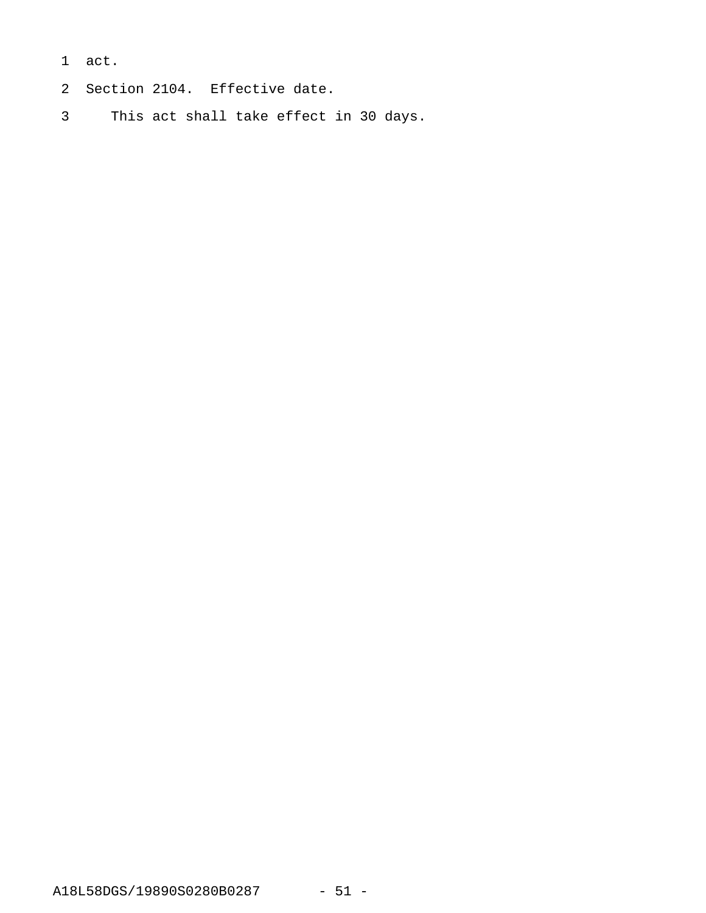act.

Section 2104. Effective date.

This act shall take effect in 30 days.